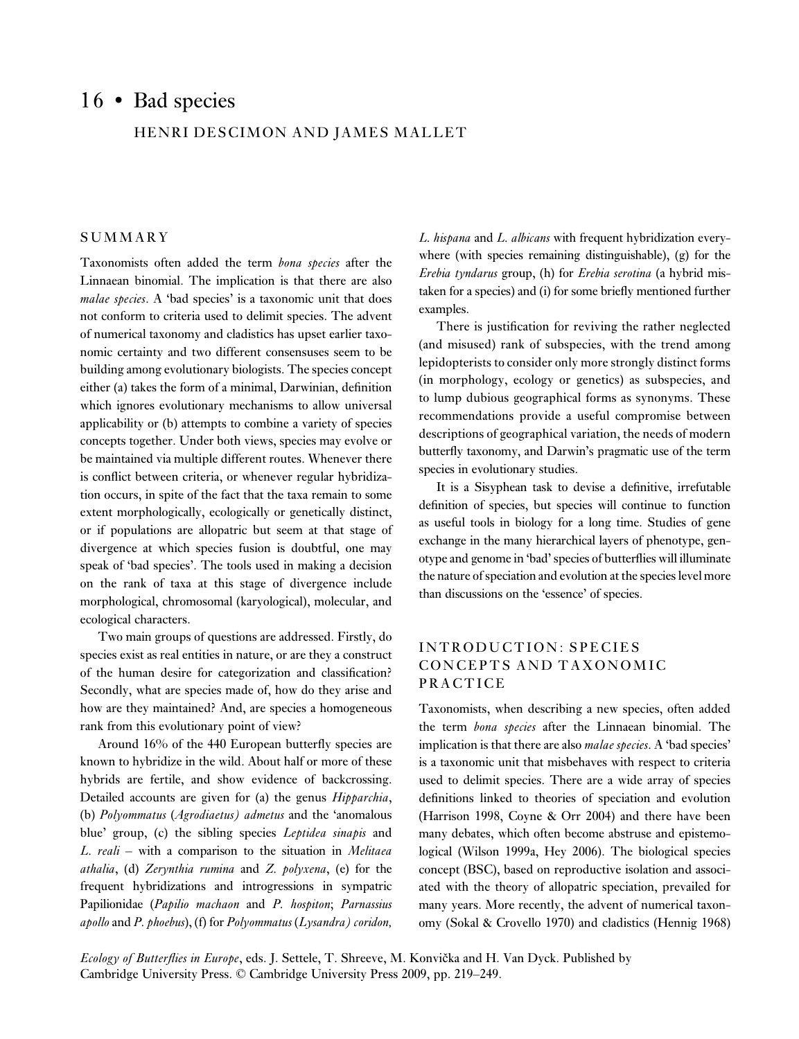# 16 • Bad species

HENRI DESCIMON AND JAMES MALLET

## SUMMARY

Taxonomists often added the term *bona species* after the Linnaean binomial. The implication is that there are also *malae species*. A 'bad species' is a taxonomic unit that does not conform to criteria used to delimit species. The advent of numerical taxonomy and cladistics has upset earlier taxonomic certainty and two different consensuses seem to be building among evolutionary biologists. The species concept either (a) takes the form of a minimal, Darwinian, definition which ignores evolutionary mechanisms to allow universal applicability or (b) attempts to combine a variety of species concepts together. Under both views, species may evolve or be maintained via multiple different routes. Whenever there is conflict between criteria, or whenever regular hybridization occurs, in spite of the fact that the taxa remain to some extent morphologically, ecologically or genetically distinct, or if populations are allopatric but seem at that stage of divergence at which species fusion is doubtful, one may speak of 'bad species'. The tools used in making a decision on the rank of taxa at this stage of divergence include morphological, chromosomal (karyological), molecular, and ecological characters.

Two main groups of questions are addressed. Firstly, do species exist as real entities in nature, or are they a construct of the human desire for categorization and classification? Secondly, what are species made of, how do they arise and how are they maintained? And, are species a homogeneous rank from this evolutionary point of view?

Around 16% of the 440 European butterfly species are known to hybridize in the wild. About half or more of these hybrids are fertile, and show evidence of backcrossing. Detailed accounts are given for (a) the genus *Hipparchia*, (b) *Polyommatus* (*Agrodiaetus*) *admetus* and the 'anomalous blue' group, (c) the sibling species *Leptidea sinapis* and *L. reali* – with a comparison to the situation in *Melitaea athalia*, (d) *Zerynthia rumina* and *Z. polyxena*, (e) for the frequent hybridizations and introgressions in sympatric Papilionidae (*Papilio machaon* and *P. hospiton*; *Parnassius apollo* and *P. phoebus*), (f) for *Polyommatus* (*Lysandra*) *coridon*, *L. hispana* and *L. albicans* with frequent hybridization everywhere (with species remaining distinguishable), (g) for the *Erebia tyndarus* group, (h) for *Erebia serotina* (a hybrid mistaken for a species) and (i) for some briefly mentioned further examples.

There is justification for reviving the rather neglected (and misused) rank of subspecies, with the trend among lepidopterists to consider only more strongly distinct forms (in morphology, ecology or genetics) as subspecies, and to lump dubious geographical forms as synonyms. These recommendations provide a useful compromise between descriptions of geographical variation, the needs of modern butterfly taxonomy, and Darwin's pragmatic use of the term species in evolutionary studies.

It is a Sisyphean task to devise a definitive, irrefutable definition of species, but species will continue to function as useful tools in biology for a long time. Studies of gene exchange in the many hierarchical layers of phenotype, genotype and genome in 'bad' species of butterflies will illuminate the nature of speciation and evolution at the species level more than discussions on the 'essence' of species.

## INTRODUCTION: SPECIES CONCEPTS AND TAXONOMIC PRACTICE

Taxonomists, when describing a new species, often added the term *bona species* after the Linnaean binomial. The implication is that there are also *malae species*. A 'bad species' is a taxonomic unit that misbehaves with respect to criteria used to delimit species. There are a wide array of species definitions linked to theories of speciation and evolution (Harrison 1998, Coyne & Orr 2004) and there have been many debates, which often become abstruse and epistemological (Wilson 1999a, Hey 2006). The biological species concept (BSC), based on reproductive isolation and associated with the theory of allopatric speciation, prevailed for many years. More recently, the advent of numerical taxonomy (Sokal & Crovello 1970) and cladistics (Hennig 1968)

*Ecology of Butterflies in Europe*, eds. J. Settele, T. Shreeve, M. Konvička and H. Van Dyck. Published by Cambridge University Press. © Cambridge University Press 2009, pp. 219–249.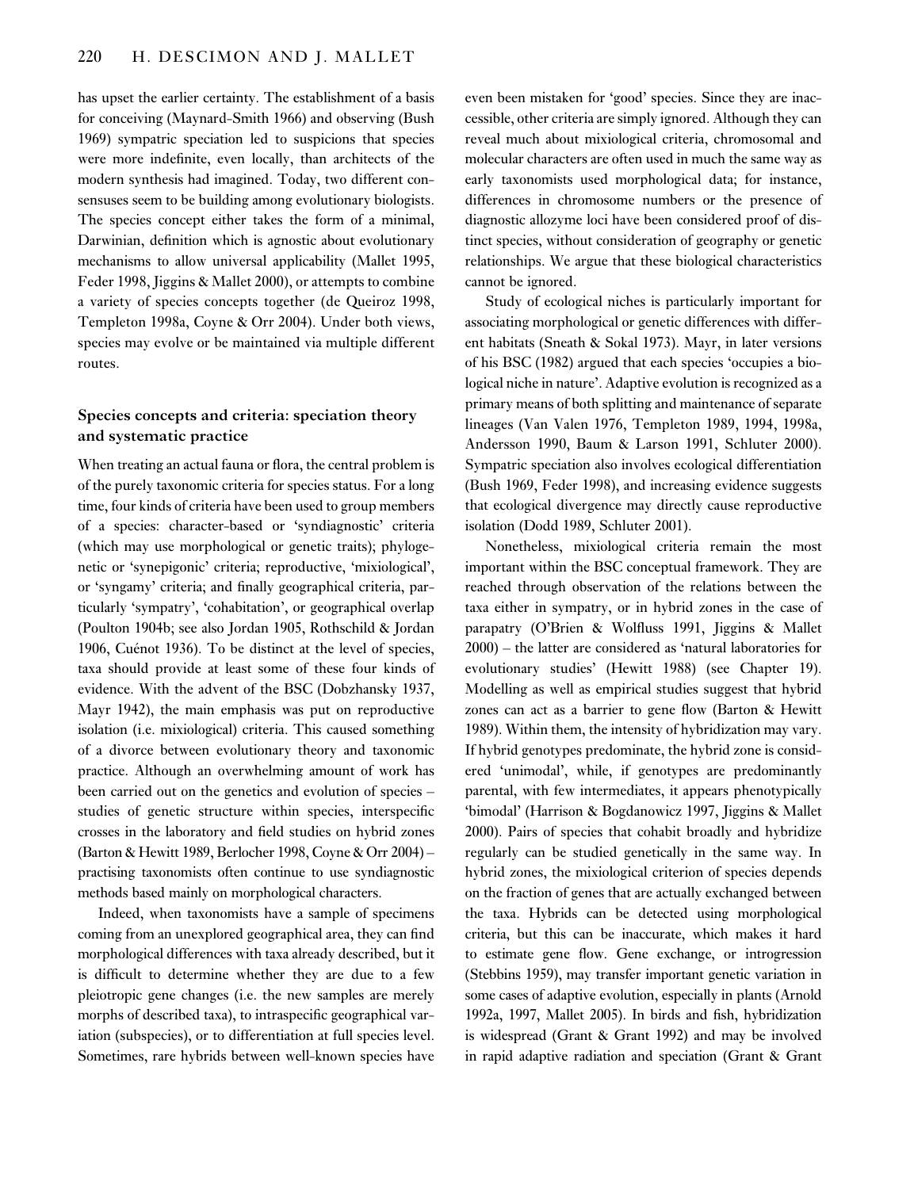has upset the earlier certainty. The establishment of a basis for conceiving (Maynard-Smith 1966) and observing (Bush 1969) sympatric speciation led to suspicions that species were more indefinite, even locally, than architects of the modern synthesis had imagined. Today, two different consensuses seem to be building among evolutionary biologists. The species concept either takes the form of a minimal, Darwinian, definition which is agnostic about evolutionary mechanisms to allow universal applicability (Mallet 1995, Feder 1998, Jiggins & Mallet 2000), or attempts to combine a variety of species concepts together (de Queiroz 1998, Templeton 1998a, Coyne & Orr 2004). Under both views, species may evolve or be maintained via multiple different routes.

## Species concepts and criteria: speciation theory and systematic practice

When treating an actual fauna or flora, the central problem is of the purely taxonomic criteria for species status. For a long time, four kinds of criteria have been used to group members of a species: character-based or 'syndiagnostic' criteria (which may use morphological or genetic traits); phylogenetic or 'synepigonic' criteria; reproductive, 'mixiological', or 'syngamy' criteria; and finally geographical criteria, particularly 'sympatry', 'cohabitation', or geographical overlap (Poulton 1904b; see also Jordan 1905, Rothschild & Jordan 1906, Cuénot 1936). To be distinct at the level of species, taxa should provide at least some of these four kinds of evidence. With the advent of the BSC (Dobzhansky 1937, Mayr 1942), the main emphasis was put on reproductive isolation (i.e. mixiological) criteria. This caused something of a divorce between evolutionary theory and taxonomic practice. Although an overwhelming amount of work has been carried out on the genetics and evolution of species – studies of genetic structure within species, interspecific crosses in the laboratory and field studies on hybrid zones (Barton & Hewitt 1989, Berlocher 1998, Coyne & Orr 2004) – practising taxonomists often continue to use syndiagnostic methods based mainly on morphological characters.

Indeed, when taxonomists have a sample of specimens coming from an unexplored geographical area, they can find morphological differences with taxa already described, but it is difficult to determine whether they are due to a few pleiotropic gene changes (i.e. the new samples are merely morphs of described taxa), to intraspecific geographical variation (subspecies), or to differentiation at full species level. Sometimes, rare hybrids between well-known species have even been mistaken for 'good' species. Since they are inaccessible, other criteria are simply ignored. Although they can reveal much about mixiological criteria, chromosomal and molecular characters are often used in much the same way as early taxonomists used morphological data; for instance, differences in chromosome numbers or the presence of diagnostic allozyme loci have been considered proof of distinct species, without consideration of geography or genetic relationships. We argue that these biological characteristics cannot be ignored.

Study of ecological niches is particularly important for associating morphological or genetic differences with different habitats (Sneath & Sokal 1973). Mayr, in later versions of his BSC (1982) argued that each species 'occupies a biological niche in nature'. Adaptive evolution is recognized as a primary means of both splitting and maintenance of separate lineages (Van Valen 1976, Templeton 1989, 1994, 1998a, Andersson 1990, Baum & Larson 1991, Schluter 2000). Sympatric speciation also involves ecological differentiation (Bush 1969, Feder 1998), and increasing evidence suggests that ecological divergence may directly cause reproductive isolation (Dodd 1989, Schluter 2001).

Nonetheless, mixiological criteria remain the most important within the BSC conceptual framework. They are reached through observation of the relations between the taxa either in sympatry, or in hybrid zones in the case of parapatry (O'Brien & Wolfluss 1991, Jiggins & Mallet 2000) – the latter are considered as 'natural laboratories for evolutionary studies' (Hewitt 1988) (see Chapter 19). Modelling as well as empirical studies suggest that hybrid zones can act as a barrier to gene flow (Barton & Hewitt 1989). Within them, the intensity of hybridization may vary. If hybrid genotypes predominate, the hybrid zone is considered 'unimodal', while, if genotypes are predominantly parental, with few intermediates, it appears phenotypically 'bimodal' (Harrison & Bogdanowicz 1997, Jiggins & Mallet 2000). Pairs of species that cohabit broadly and hybridize regularly can be studied genetically in the same way. In hybrid zones, the mixiological criterion of species depends on the fraction of genes that are actually exchanged between the taxa. Hybrids can be detected using morphological criteria, but this can be inaccurate, which makes it hard to estimate gene flow. Gene exchange, or introgression (Stebbins 1959), may transfer important genetic variation in some cases of adaptive evolution, especially in plants (Arnold 1992a, 1997, Mallet 2005). In birds and fish, hybridization is widespread (Grant & Grant 1992) and may be involved in rapid adaptive radiation and speciation (Grant & Grant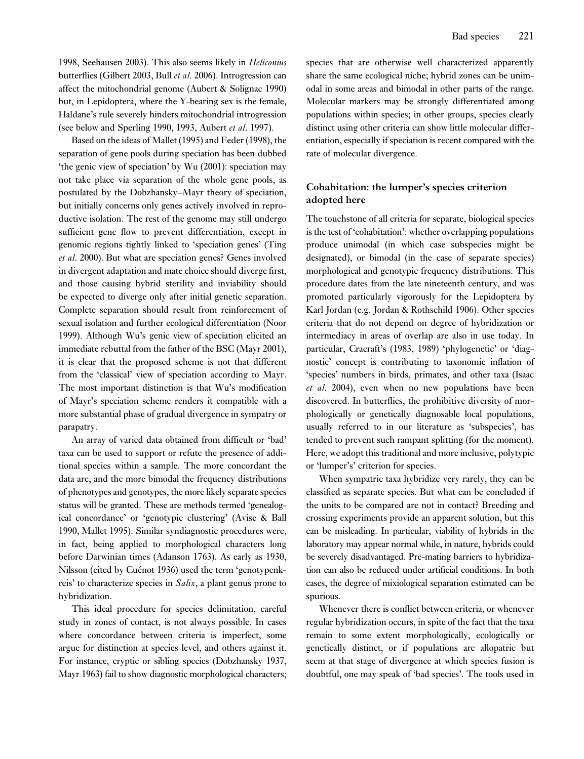1998, Seehausen 2003). This also seems likely in *Heliconius* butterflies (Gilbert 2003, Bull *et al*. 2006). Introgression can affect the mitochondrial genome (Aubert & Solignac 1990) but, in Lepidoptera, where the Y-bearing sex is the female, Haldane's rule severely hinders mitochondrial introgression (see below and Sperling 1990, 1993, Aubert *et al*. 1997).

Based on the ideas of Mallet (1995) and Feder (1998), the separation of gene pools during speciation has been dubbed 'the genic view of speciation' by Wu (2001): speciation may not take place via separation of the whole gene pools, as postulated by the Dobzhansky–Mayr theory of speciation, but initially concerns only genes actively involved in reproductive isolation. The rest of the genome may still undergo sufficient gene flow to prevent differentiation, except in genomic regions tightly linked to 'speciation genes' (Ting *et al*. 2000). But what are speciation genes? Genes involved in divergent adaptation and mate choice should diverge first, and those causing hybrid sterility and inviability should be expected to diverge only after initial genetic separation. Complete separation should result from reinforcement of sexual isolation and further ecological differentiation (Noor 1999). Although Wu's genic view of speciation elicited an immediate rebuttal from the father of the BSC (Mayr 2001), it is clear that the proposed scheme is not that different from the 'classical' view of speciation according to Mayr. The most important distinction is that Wu's modification of Mayr's speciation scheme renders it compatible with a more substantial phase of gradual divergence in sympatry or parapatry.

An array of varied data obtained from difficult or 'bad' taxa can be used to support or refute the presence of additional species within a sample. The more concordant the data are, and the more bimodal the frequency distributions of phenotypes and genotypes, the more likely separate species status will be granted. These are methods termed 'genealogical concordance' or 'genotypic clustering' (Avise & Ball 1990, Mallet 1995). Similar syndiagnostic procedures were, in fact, being applied to morphological characters long before Darwinian times (Adanson 1763). As early as 1930, Nilsson (cited by Cuénot 1936) used the term 'genotypenkreis' to characterize species in *Salix*, a plant genus prone to hybridization.

This ideal procedure for species delimitation, careful study in zones of contact, is not always possible. In cases where concordance between criteria is imperfect, some argue for distinction at species level, and others against it. For instance, cryptic or sibling species (Dobzhansky 1937, Mayr 1963) fail to show diagnostic morphological characters; species that are otherwise well characterized apparently share the same ecological niche; hybrid zones can be unimodal in some areas and bimodal in other parts of the range. Molecular markers may be strongly differentiated among populations within species; in other groups, species clearly distinct using other criteria can show little molecular differentiation, especially if speciation is recent compared with the rate of molecular divergence.

## Cohabitation: the lumper's species criterion adopted here

The touchstone of all criteria for separate, biological species is the test of 'cohabitation': whether overlapping populations produce unimodal (in which case subspecies might be designated), or bimodal (in the case of separate species) morphological and genotypic frequency distributions. This procedure dates from the late nineteenth century, and was promoted particularly vigorously for the Lepidoptera by Karl Jordan (e.g. Jordan & Rothschild 1906). Other species criteria that do not depend on degree of hybridization or intermediacy in areas of overlap are also in use today. In particular, Cracraft's (1983, 1989) 'phylogenetic' or 'diagnostic' concept is contributing to taxonomic inflation of 'species' numbers in birds, primates, and other taxa (Isaac *et al*. 2004), even when no new populations have been discovered. In butterflies, the prohibitive diversity of morphologically or genetically diagnosable local populations, usually referred to in our literature as 'subspecies', has tended to prevent such rampant splitting (for the moment). Here, we adopt this traditional and more inclusive, polytypic or 'lumper's' criterion for species.

When sympatric taxa hybridize very rarely, they can be classified as separate species. But what can be concluded if the units to be compared are not in contact? Breeding and crossing experiments provide an apparent solution, but this can be misleading. In particular, viability of hybrids in the laboratory may appear normal while, in nature, hybrids could be severely disadvantaged. Pre-mating barriers to hybridization can also be reduced under artificial conditions. In both cases, the degree of mixiological separation estimated can be spurious.

Whenever there is conflict between criteria, or whenever regular hybridization occurs, in spite of the fact that the taxa remain to some extent morphologically, ecologically or genetically distinct, or if populations are allopatric but seem at that stage of divergence at which species fusion is doubtful, one may speak of 'bad species'. The tools used in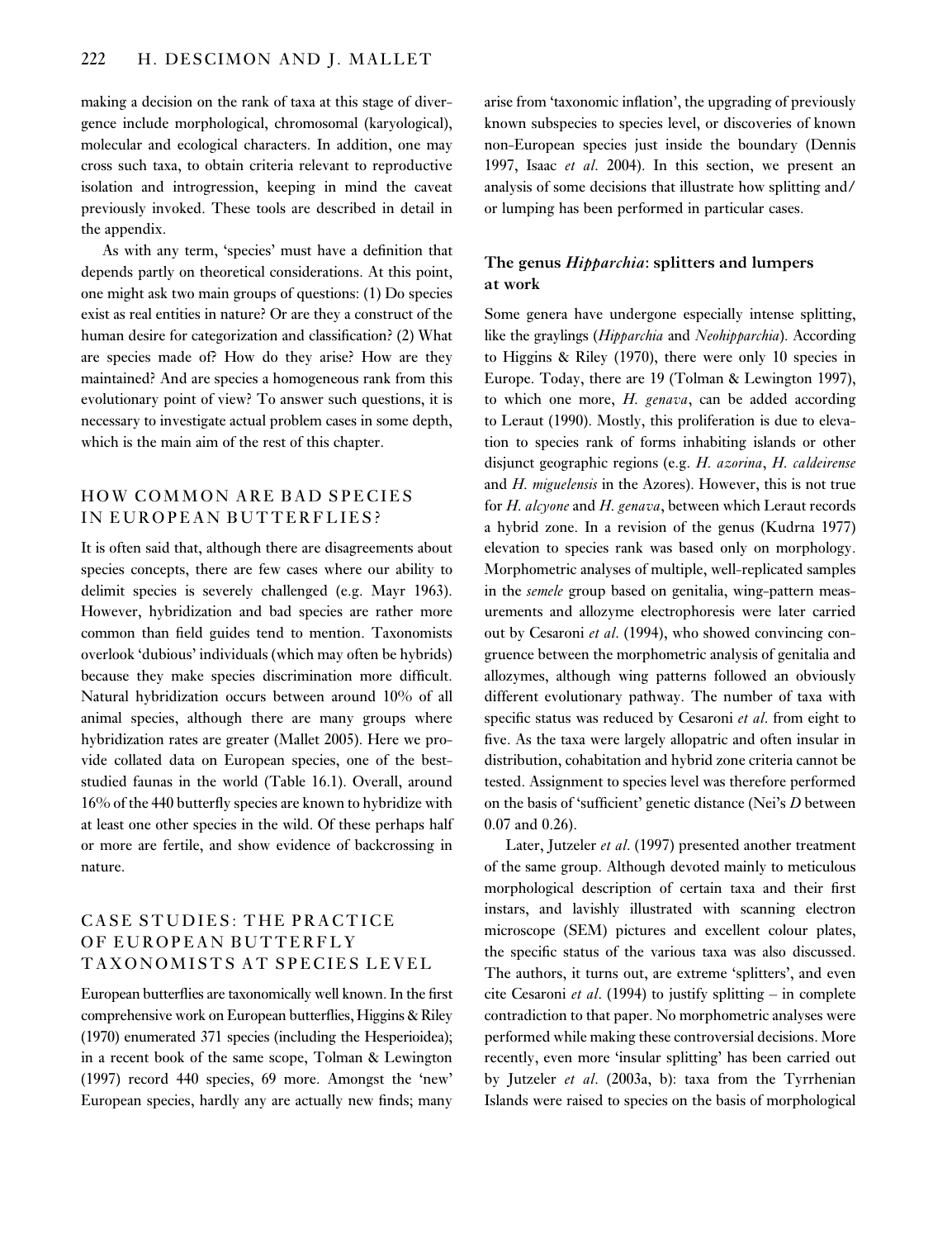making a decision on the rank of taxa at this stage of divergence include morphological, chromosomal (karyological), molecular and ecological characters. In addition, one may cross such taxa, to obtain criteria relevant to reproductive isolation and introgression, keeping in mind the caveat previously invoked. These tools are described in detail in the appendix.

As with any term, 'species' must have a definition that depends partly on theoretical considerations. At this point, one might ask two main groups of questions: (1) Do species exist as real entities in nature? Or are they a construct of the human desire for categorization and classification? (2) What are species made of? How do they arise? How are they maintained? And are species a homogeneous rank from this evolutionary point of view? To answer such questions, it is necessary to investigate actual problem cases in some depth, which is the main aim of the rest of this chapter.

## HOW COMMON ARE BAD SPECIES IN EUROPEAN BUTTERFLIES?

It is often said that, although there are disagreements about species concepts, there are few cases where our ability to delimit species is severely challenged (e.g. Mayr 1963). However, hybridization and bad species are rather more common than field guides tend to mention. Taxonomists overlook 'dubious' individuals (which may often be hybrids) because they make species discrimination more difficult. Natural hybridization occurs between around 10% of all animal species, although there are many groups where hybridization rates are greater (Mallet 2005). Here we provide collated data on European species, one of the best-studied faunas in the world (Table 16.1). Overall, around 16% of the 440 butterfly species are known to hybridize with at least one other species in the wild. Of these perhaps half or more are fertile, and show evidence of backcrossing in nature.

## CASE STUDIES: THE PRACTICE OF EUROPEAN BUTTERFLY TAXONOMISTS AT SPECIES LEVEL

European butterflies are taxonomically well known. In the first comprehensive work on European butterflies, Higgins & Riley (1970) enumerated 371 species (including the Hesperioidea); in a recent book of the same scope, Tolman & Lewington (1997) record 440 species, 69 more. Amongst the 'new' European species, hardly any are actually new finds; many arise from 'taxonomic inflation', the upgrading of previously known subspecies to species level, or discoveries of known non-European species just inside the boundary (Dennis 1997, Isaac *et al*. 2004). In this section, we present an analysis of some decisions that illustrate how splitting and/or lumping has been performed in particular cases.

### The genus *Hipparchia*: splitters and lumpers at work

Some genera have undergone especially intense splitting, like the graylings (*Hipparchia* and *Neohipparchia*). According to Higgins & Riley (1970), there were only 10 species in Europe. Today, there are 19 (Tolman & Lewington 1997), to which one more, *H. genava*, can be added according to Leraut (1990). Mostly, this proliferation is due to elevation to species rank of forms inhabiting islands or other disjunct geographic regions (e.g. *H. azorina*, *H. caldeirense* and *H. miguelensis* in the Azores). However, this is not true for *H. alcyone* and *H. genava*, between which Leraut records a hybrid zone. In a revision of the genus (Kudrna 1977) elevation to species rank was based only on morphology. Morphometric analyses of multiple, well-replicated samples in the *semele* group based on genitalia, wing-pattern measurements and allozyme electrophoresis were later carried out by Cesaroni *et al*. (1994), who showed convincing congruence between the morphometric analysis of genitalia and allozymes, although wing patterns followed an obviously different evolutionary pathway. The number of taxa with specific status was reduced by Cesaroni *et al*. from eight to five. As the taxa were largely allopatric and often insular in distribution, cohabitation and hybrid zone criteria cannot be tested. Assignment to species level was therefore performed on the basis of 'sufficient' genetic distance (Nei's $D$ between 0.07 and 0.26).

Later, Jutzeler *et al*. (1997) presented another treatment of the same group. Although devoted mainly to meticulous morphological description of certain taxa and their first instars, and lavishly illustrated with scanning electron microscope (SEM) pictures and excellent colour plates, the specific status of the various taxa was also discussed. The authors, it turns out, are extreme 'splitters', and even cite Cesaroni *et al*. (1994) to justify splitting – in complete contradiction to that paper. No morphometric analyses were performed while making these controversial decisions. More recently, even more 'insular splitting' has been carried out by Jutzeler *et al*. (2003a, b): taxa from the Tyrrhenian Islands were raised to species on the basis of morphological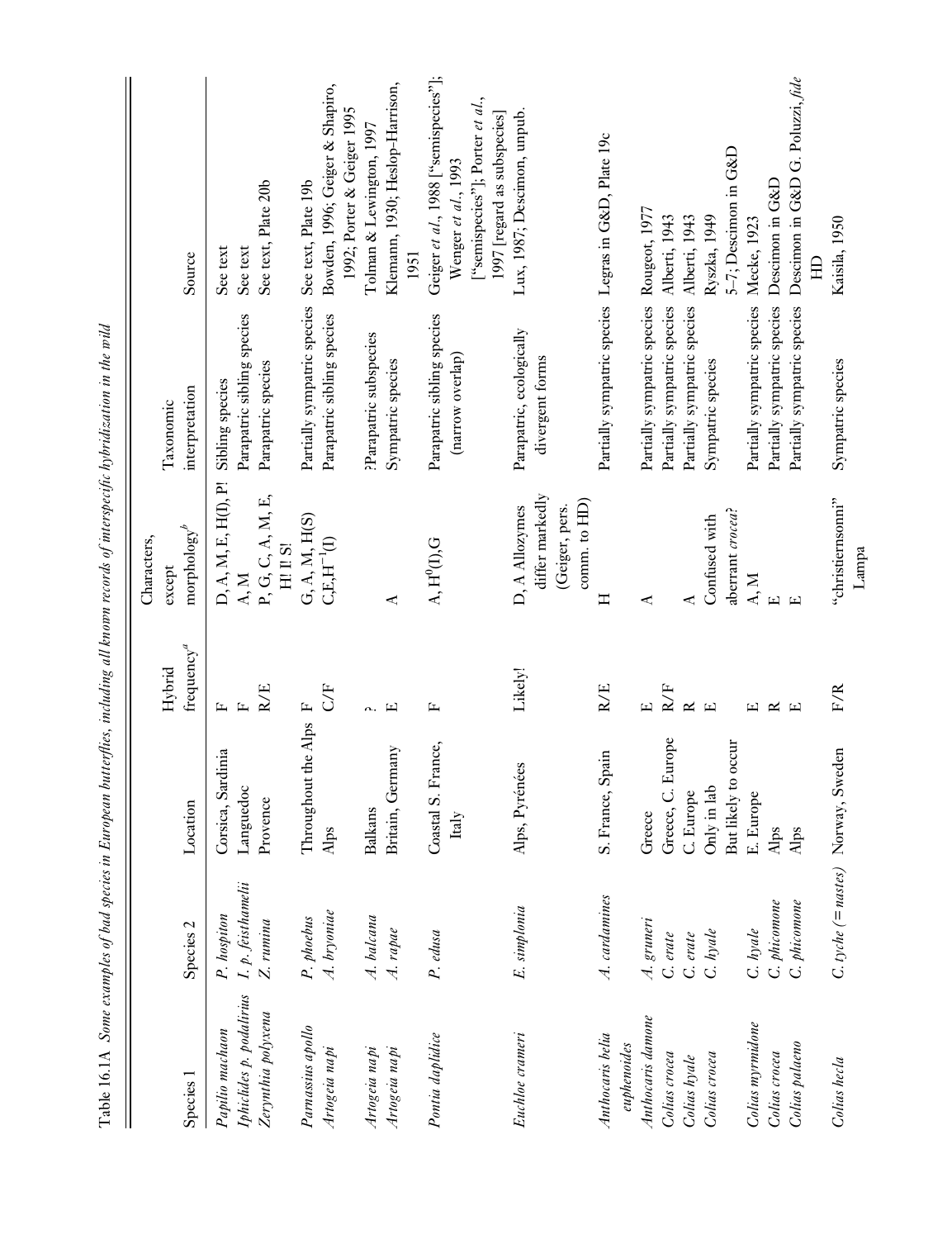Table 16.1A *Some examples of bad species in European butterflies, including all known records of interspecific hybridization in the wild*

| Species 1 | Species 2 | Location | Hybrid frequency[a] | Characters, except morphology[b] | Taxonomic interpretation | Source |
|---|---|---|---|---|---|---|
| *Papilio machaon* | *P. hospiton* | Corsica, Sardinia | F | D, A, M, E, H(I), P! | Sibling species | See text |
| *Iphiclides p. podalirius* | *I. p. feisthamelii* | Languedoc | F | A, M | Parapatric sibling species | See text |
| *Zerynthia polyxena* | *Z. rumina* | Provence | R/E | P, G, C, A, M, E, H! I! S! | Parapatric species | See text, Plate 20b |
| *Parnassius apollo* | *P. phoebus* | Throughout the Alps | F | G, A, M, H(S) | Partially sympatric species | See text, Plate 19b |
| *Artogeia napi* | *A. bryoniae* | Alps | C/F | C,E,H[-1](I) | Parapatric sibling species | Bowden, 1996; Geiger & Shapiro, 1992; Porter & Geiger 1995 |
| *Artogeia napi* | *A. balcana* | Balkans | ? | | ?Parapatric subspecies | Tolman & Lewington, 1997 |
| *Artogeia napi* | *A. rapae* | Britain, Germany | E | A | Sympatric species | Klemann, 1930; Heslop-Harrison, 1951 |
| *Pontia daplidice* | *P. edusa* | Coastal S. France, Italy | F | A, H[0](I),G | Parapatric sibling species (narrow overlap) | Geiger *et al.*, 1988 ["semispecies"]; Wenger *et al.*, 1993 ["semispecies"]; Porter *et al.*, 1997 [regard as subspecies] |
| *Euchloe crameri* | *E. simplonia* | Alps, Pyrénées | Likely! | D, A Allozymes differ markedly (Geiger, pers. comm. to HD) | Parapatric, ecologically divergent forms | Lux, 1987; Descimon, unpub. |
| *Anthocaris belia euphenoides* | *A. cardamines* | S. France, Spain | R/E | H | Partially sympatric species | Legras in G&D, Plate 19c |
| *Anthocaris damone* | *A. gruneri* | Greece | E | A | Partially sympatric species | Rougeot, 1977 |
| *Colias crocea* | *C. erate* | Greece, C. Europe | R/F | | Partially sympatric species | Alberti, 1943 |
| *Colias hyale* | *C. erate* | C. Europe | R | A | Partially sympatric species | Alberti, 1943 |
| *Colias crocea* | *C. hyale* | Only in lab But likely to occur | E | Confused with aberrant *crocea*? | Sympatric species | Ryszka, 1949 5–7; Descimon in G&D |
| *Colias myrmidone* | *C. hyale* | E. Europe | E | A, M | Partially sympatric species | Mecke, 1923 |
| *Colias crocea* | *C. phicomone* | Alps | R | E | Partially sympatric species | Descimon in G&D |
| *Colias palaeno* | *C. phicomone* | Alps | E | E | Partially sympatric species | Descimon in G&D G. Poluzzi, *fide* HD |
| *Colias hecla* | *C. tyche* (= *nastes*) | Norway, Sweden | F/R | "christiernsonni" Lampa | Sympatric species | Kaisila, 1950 |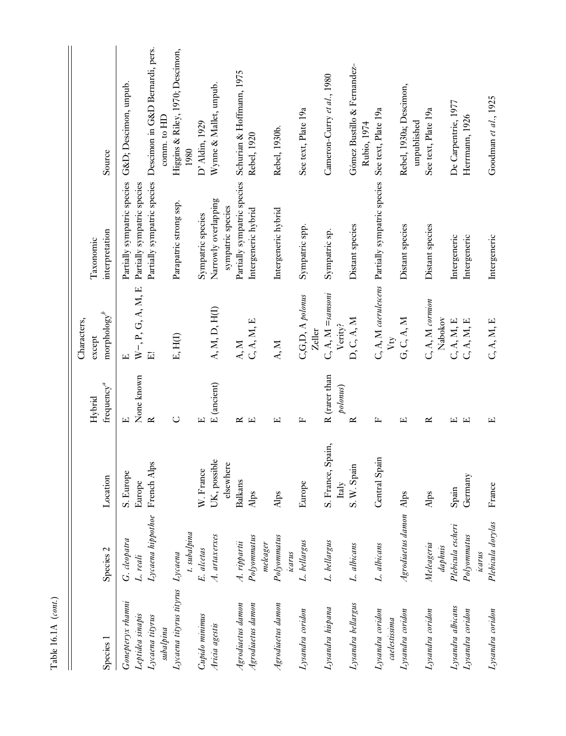Table 16.1A (*cont.*)

| Species 1 | Species 2 | Location | Hybrid frequency[a] | Characters, except morphology[b] | Taxonomic interpretation | Source |
|---|---|---|---|---|---|---|
| *Gonepteryx rhamni* | *G. cleopatra* | S. Europe | E | E | Partially sympatric species | G&D; Descimon, unpub. |
| *Leptidea sinapis* | *L. reali* | Europe | None known | W−, P, G, A, M, E | Partially sympatric species | |
| *Lycaena tityrus subalpina* | *Lycaena hippothoe* | French Alps | R | E! | Partially sympatric species | Descimon in G&D Bernardi, pers. comm. to HD |
| *Lycaena tityrus tityrus* | *Lycaena t. subalpina* | | C | E, H(I) | Parapatric strong ssp. | Higgins & Riley, 1970; Descimon, 1980 |
| *Cupido minimus* | *E. alcetas* | W. France | E | | Sympatric species | D'Aldin, 1929 |
| *Aricia agestis* | *A. artaxerxes* | UK, possible elsewhere | E (ancient) | A, M, D, H(I) | Narrowly overlapping sympatric species | Wynne & Mallet, unpub. |
| *Agrodiaetus damon* | *A. rippartii* | Balkans | R | A, M | Partially sympatric species | Schurian & Hoffmann, 1975 |
| *Agrodiaetus damon* | *Polyommatus meleager* | Alps | E | C, A, M, E | Intergeneric hybrid | Rebel, 1920 |
| *Agrodiaetus damon* | *Polyommatus icarus* | Alps | E | A, M | Intergeneric hybrid | Rebel, 1930b. |
| *Lysandra coridon* | *L. bellargus* | Europe | F | C,G,D, A *polonus* Zeller | Sympatric spp. | See text, Plate 19a |
| *Lysandra hispana* | *L. bellargus* | S. France, Spain, Italy | R (rarer than *polonus*) | C, A, M =*samsoni* Verity? | Sympatric sp. | Cameron-Curry *et al.*, 1980 |
| *Lysandra bellargus* | *L. albicans* | S. W. Spain | R | D, C, A, M | Distant species | Gómez Bustillo & Fernandez-Rubio, 1974 |
| *Lysandra coridon caelestissima* | *L. albicans* | Central Spain | F | C, A, M *caerulescens* Vty | Partially sympatric species | See text, Plate 19a |
| *Lysandra coridon* | *Agrodiaetus damon* | Alps | E | G, C, A, M | Distant species | Rebel, 1930a; Descimon, unpublished |
| *Lysandra coridon* | *Meleageria daphnis* | Alps | R | C, A, M *cormion* Nabokov | Distant species | See text, Plate 19a |
| *Lysandra albicans* | *Plebicula escheri* | Spain | E | C, A, M, E | Intergeneric | De Carpentrie, 1977 |
| *Lysandra coridon* | *Polyommatus icarus* | Germany | E | C, A, M, E | Intergeneric | Herrmann, 1926 |
| *Lysandra coridon* | *Plebicula dorylas* | France | E | C, A, M, E | Intergeneric | Goodman *et al.*, 1925 |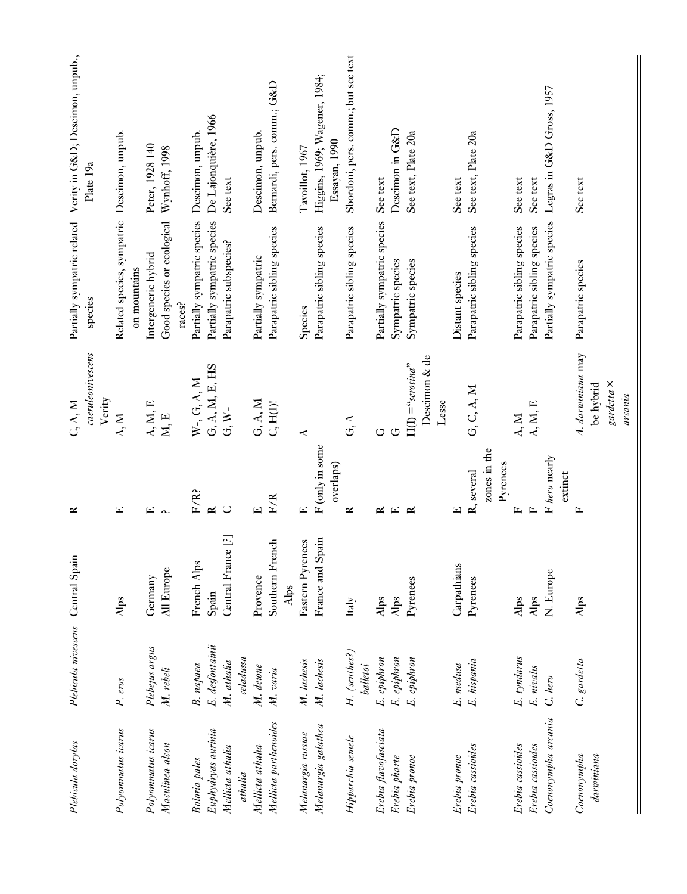| | | | | | | |
|---|---|---|---|---|---|---|
| *Plebicula dorylas* | *Plebicula nivescens* | Central Spain | R | C, A, M *caeruleonivescens* Verity | Partially sympatric related species | Verity in G&D; Descimon, unpub., Plate 19a |
| *Polyommatus icarus* | *P. eros* | Alps | E | A, M | Related species, sympatric on mountains | Descimon, unpub. |
| *Polyommatus icarus* | *Plebejus argus* | Germany | E | A, M, E | Intergeneric hybrid | Peter, 1928 140 |
| *Maculinea alcon* | *M. rebeli* | All Europe | ? | M, E | Good species or ecological races? | Wynhoff, 1998 |
| *Boloria pales* | *B. napaea* | French Alps | F/R? | W-, G, A, M | Partially sympatric species | Descimon, unpub. |
| *Euphydryas aurinia* | *E. desfontainii* | Spain | R | G, A, M, E, HS | Partially sympatric species | De Lajonquière, 1966 |
| *Mellicta athalia athalia* | *M. athalia celadussa* | Central France [?] | C | G, W- | Parapatric subspecies? | See text |
| *Mellicta athalia* | *M. deione* | Provence | E | G, A, M | Partially sympatric | Descimon, unpub. |
| *Mellicta parthenoides* | *M. varia* | Southern French Alps | F/R | C, H(I)! | Parapatric sibling species | Bernardi, pers. comm.; G&D |
| *Melanargia russiae* | *M. lachesis* | Eastern Pyrenees | E | A | Species | Tavoillot, 1967 |
| *Melanargia galathea* | *M. lachesis* | France and Spain | F (only in some overlaps) | | Parapatric sibling species | Higgins, 1969; Wagener, 1984; Essayan, 1990 |
| *Hipparchia semele* | *H. (senthes?) balletoi* | Italy | R | G, A | Parapatric sibling species | Sbordoni, pers. comm.; but see text |
| *Erebia flavofasciata* | *E. epiphron* | Alps | R | G | Partially sympatric species | See text |
| *Erebia pharte* | *E. epiphron* | Alps | E | G | Sympatric species | Descimon in G&D |
| *Erebia pronoe* | *E. epiphron* | Pyrenees | R | H(I) ="*serotina*" Descimon & de Lesse | Sympatric species | See text, Plate 20a |
| *Erebia pronoe* | *E. medusa* | Carpathians | E | | Distant species | See text |
| *Erebia cassioides* | *E. hispania* | Pyrenees | R, several zones in the Pyrenees | G, C, A, M | Parapatric sibling species | See text, Plate 20a |
| *Erebia cassioides* | *E. tyndarus* | Alps | F | A, M | Parapatric sibling species | See text |
| *Erebia cassioides* | *E. nivalis* | Alps | F | A, M, E | Parapatric sibling species | See text |
| *Coenonympha arcania* | *C. hero* | N. Europe | F *hero* nearly extinct | | Partially sympatric species | Legras in G&D Gross, 1957 |
| *Coenonympha darwiniana* | *C. gardetta* | Alps | F | *A. darwiniana* may be hybrid *gardetta* × *arcania* | Parapatric species | See text |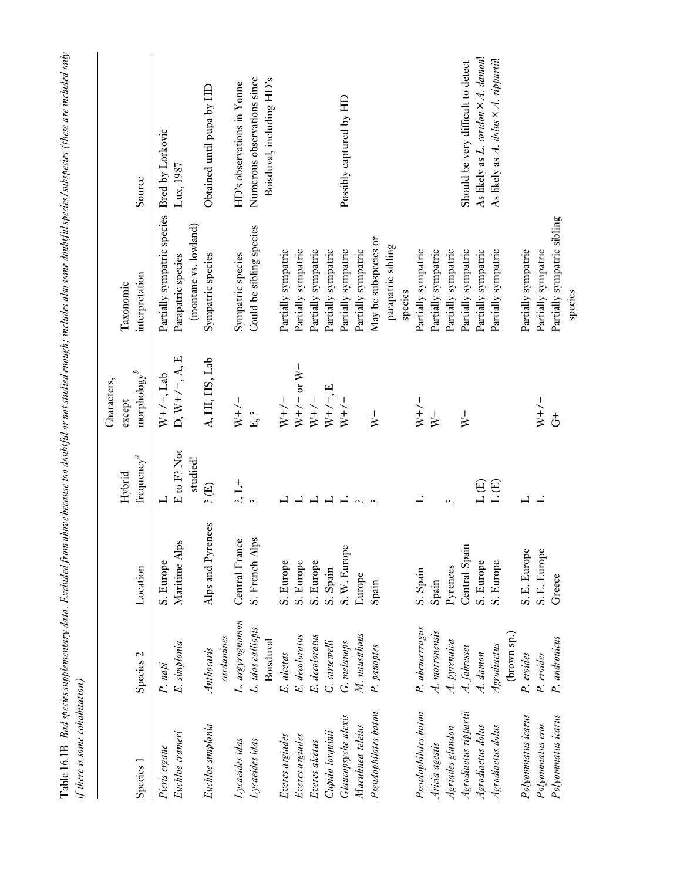Table 16.1B *Bad species supplementary data. Excluded from above because too doubtful or not studied enough; includes also some doubtful species/subspecies (these are included only if there is some cohabitation)*

| Species 1 | Species 2 | Location | Hybrid frequency[a] | Characters, except morphology[b] | Taxonomic interpretation | Source |
|---|---|---|---|---|---|---|
| *Pieris ergane* | *P. napi* | S. Europe | L | W+/−, Lab | Partially sympatric species | Bred by Lorkovic |
| *Euchloe crameri* | *E. simplonia* | Maritime Alps | E to F? Not studied! | D, W+/−, A, E | Parapatric species (montane vs. lowland) | Lux, 1987 |
| *Euchloe simplonia* | *Anthocaris cardamines* | Alps and Pyrenees | ? (E) | A, HI, HS, Lab | Sympatric species | Obtained until pupa by HD |
| *Lycaeides idas* | *L. argyrognomon* | Central France | ?, L+ | W+/− | Sympatric species | HD's observations in Yonne |
| *Lycaeides idas* | *L. idas calliopis* Boisduval | S. French Alps | ? | E, ? | Could be sibling species | Numerous observations since Boisduval, including HD's |
| *Everes argiades* | *E. alcetas* | S. Europe | L | W+/− | Partially sympatric | |
| *Everes argiades* | *E. decoloratus* | S. Europe | L | W+/− or W− | Partially sympatric | |
| *Everes alcetas* | *E. decoloratus* | S. Europe | L | W+/− | Partially sympatric | |
| *Cupido lorquinii* | *C. carswelli* | S. Spain | L | W+/−, E | Partially sympatric | |
| *Glaucopsyche alexis* | *G. melanops* | S. W. Europe | L | W+/− | Partially sympatric | Possibly captured by HD |
| *Maculinea teleius* | *M. nausithous* | Europe | ? | | Partially sympatric | |
| *Pseudophilotes baton* | *P. panoptes* | Spain | ? | W− | May be subspecies or parapatric sibling species | |
| *Pseudophilotes baton* | *P. abencerragus* | S. Spain | L | W+/− | Partially sympatric | |
| *Aricia agestis* | *A. morronensis* | Spain | | W− | Partially sympatric | |
| *Agriades glandon* | *A. pyrenaica* | Pyrenees | ? | | Partially sympatric | |
| *Agrodiaetus ripparti*i | *A. fabressei* | Central Spain | | W− | Partially sympatric | Should be very difficult to detect |
| *Agrodiaetus dolus* | *A. damon* | S. Europe | L (E) | | Partially sympatric | As likely as *L. coridon* × *A. damon*! |
| *Agrodiaetus dolus* | *Agrodiaetus* (brown sp.) | S. Europe | L (E) | | Partially sympatric | As likely as *A. dolus* × *A. rippartii*! |
| *Polyommatus icarus* | *P. eroides* | S.E. Europe | L | | Partially sympatric | |
| *Polyommatus eros* | *P. eroides* | S.E. Europe | L | W+/− | Partially sympatric | |
| *Polyommatus icarus* | *P. andronicus* | Greece | | G+ | Partially sympatric sibling species | |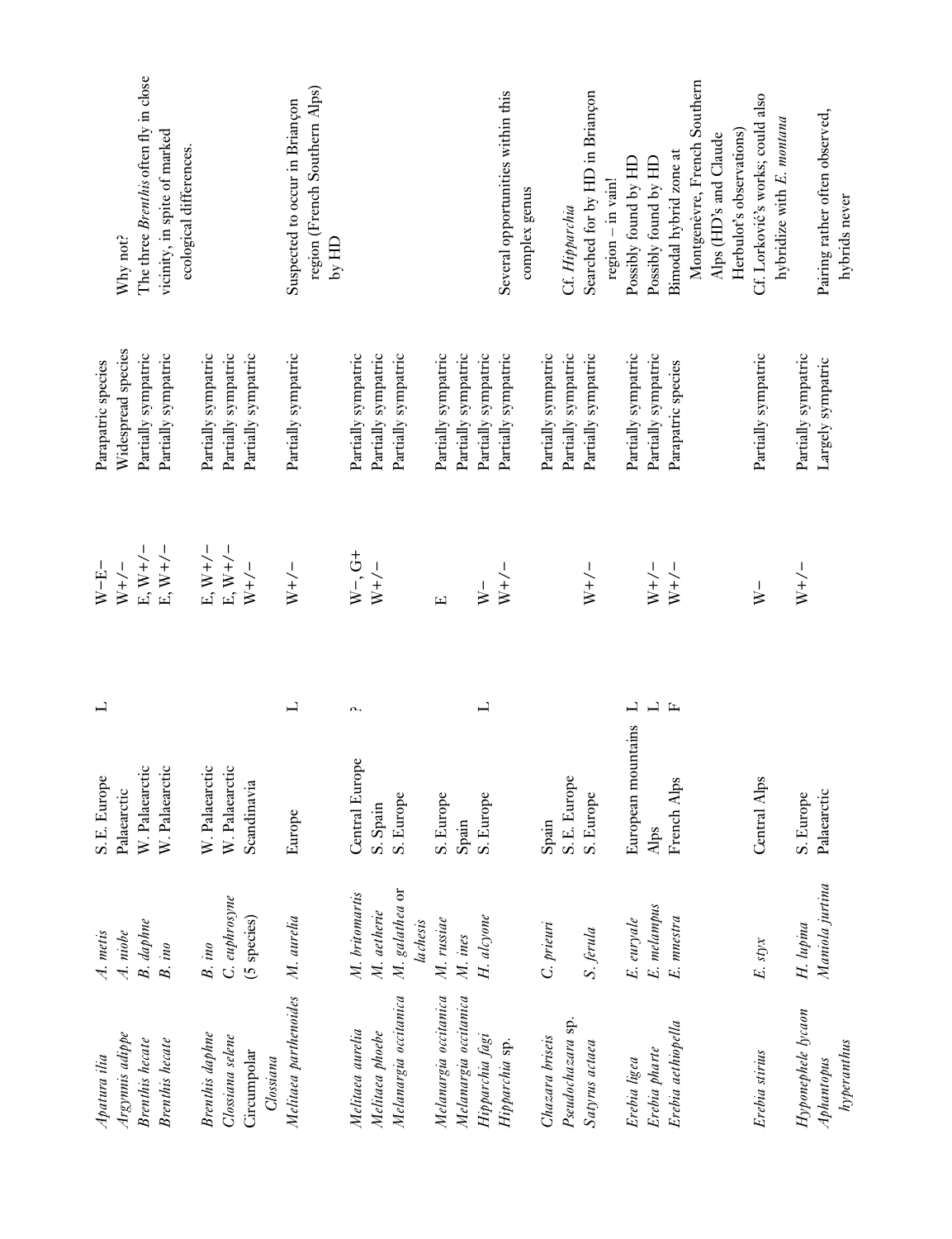| | | | | | | |
|---|---|---|---|---|---|---|
| *Apatura ilia* | *A. metis* | S.E. Europe | L | W–E– | Parapatric species | Why not? |
| *Argynnis adippe* | *A. niobe* | Palaearctic | | W+/– | Widespread species | |
| *Brenthis hecate* | *B. daphne* | W. Palaearctic | | E, W+/– | Partially sympatric | The three *Brenthis* often fly in close vicinity, in spite of marked ecological differences. |
| *Brenthis hecate* | *B. ino* | W. Palaearctic | | E, W+/– | Partially sympatric | |
| *Brenthis daphne* | *B. ino* | W. Palaearctic | | E, W+/– | Partially sympatric | |
| *Clossiana selene* | *C. euphrosyne* | W. Palaearctic | | E, W+/– | Partially sympatric | |
| Circumpolar *Clossiana* | (5 species) | Scandinavia | | W+/– | Partially sympatric | |
| *Melitaea parthenoides* | *M. aurelia* | Europe | L | W+/– | Partially sympatric | Suspected to occur in Briançon region (French Southern Alps) by HD |
| *Melitaea aurelia* | *M. britomartis* | Central Europe | ? | W–, G+ | Partially sympatric | |
| *Melitaea phoebe* | *M. aetherie* | S. Spain | | W+/– | Partially sympatric | |
| *Melanargia occitanica* | *M. galathea* or *lachesis* | S. Europe | | | Partially sympatric | |
| *Melanargia occitanica* | *M. russiae* | S. Europe | | E | Partially sympatric | |
| *Melanargia occitanica* | *M. ines* | Spain | | W– | Partially sympatric | |
| *Hipparchia fagi* | *H. alcyone* | S. Europe | L | W+/– | Partially sympatric | |
| *Hipparchia* sp. | | | | | Partially sympatric | Several opportunities within this complex genus |
| *Chazara briseis* | *C. prieuri* | Spain | | | Partially sympatric | |
| *Pseudochazara* sp. | | S. E. Europe | | | Partially sympatric | Cf. *Hipparchia* |
| *Satyrus actaea* | *S. ferula* | S. Europe | | W+/– | Partially sympatric | Searched for by HD in Briançon region – in vain! |
| *Erebia ligea* | *E. euryale* | European mountains | L | W+/– | Partially sympatric | Possibly found by HD |
| *Erebia pharte* | *E. melampus* | Alps | L | W+/– | Partially sympatric | Possibly found by HD |
| *Erebia aethiopella* | *E. mnestra* | French Alps | F | | Parapatric species | Bimodal hybrid zone at Montgenèvre, French Southern Alps (HD's and Claude Herbulot's observations) |
| *Erebia stirius* | *E. styx* | Central Alps | | W– | Partially sympatric | Cf. Lorković's works; could also hybridize with *E. montana* |
| *Hyponephele lycaon* | *H. lupina* | S. Europe | | W+/– | Partially sympatric | |
| *Aphantopus hyperanthus* | *Maniola jurtina* | Palaearctic | | | Largely sympatric | Pairing rather often observed, hybrids never |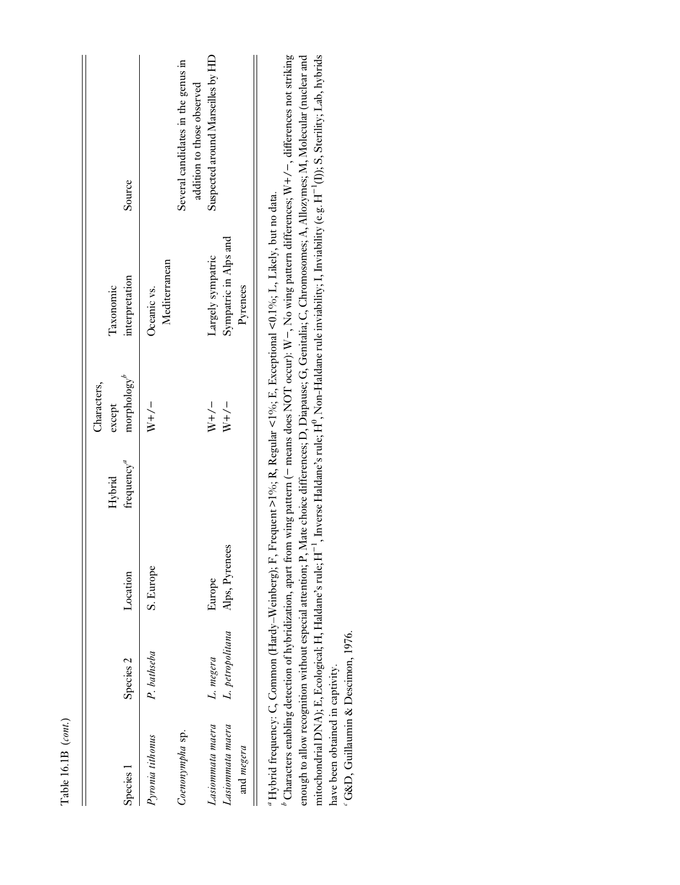Table 16.1B (*cont.*)

| Species 1 | Species 2 | Location | Hybrid frequency[a] | Characters, except morphology[b] | Taxonomic interpretation | Source |
|---|---|---|---|---|---|---|
| *Pyronia tithonus* | *P. bathseba* | S. Europe | | W+/− | Oceanic vs. Mediterranean | |
| *Coenonympha* sp. | | | | | | Several candidates in the genus in addition to those observed |
| *Lasiommata maera* | *L. megera* | Europe | | W+/− | Largely sympatric | Suspected around Marseilles by HD |
| *Lasiommata maera* and *megera* | *L. petropolitana* | Alps, Pyrenees | | W+/− | Sympatric in Alps and Pyrenees | |

[a] Hybrid frequency: C, Common (Hardy–Weinberg); F, Frequent >1%; R, Regular <1%; E, Exceptional <0.1%; L, Likely, but no data.

[b] Characters enabling detection of hybridization, apart from wing pattern (− means does NOT occur): W−, No wing pattern differences; W+/−, differences not striking enough to allow recognition without especial attention; P, Mate choice differences; D, Diapause; G, Genitalia; C, Chromosomes; A, Allozymes; M, Molecular (nuclear and mitochondrial DNA); E, Ecological; H, Haldane's rule; $H^{-1}$, Inverse Haldane's rule; $H^{0}$, Non-Haldane rule inviability; I, Inviability (e.g. $H^{-1}$(I)); S, Sterility; Lab, hybrids have been obtained in captivity.

[c] G&D, Guillaumin & Descimon, 1976.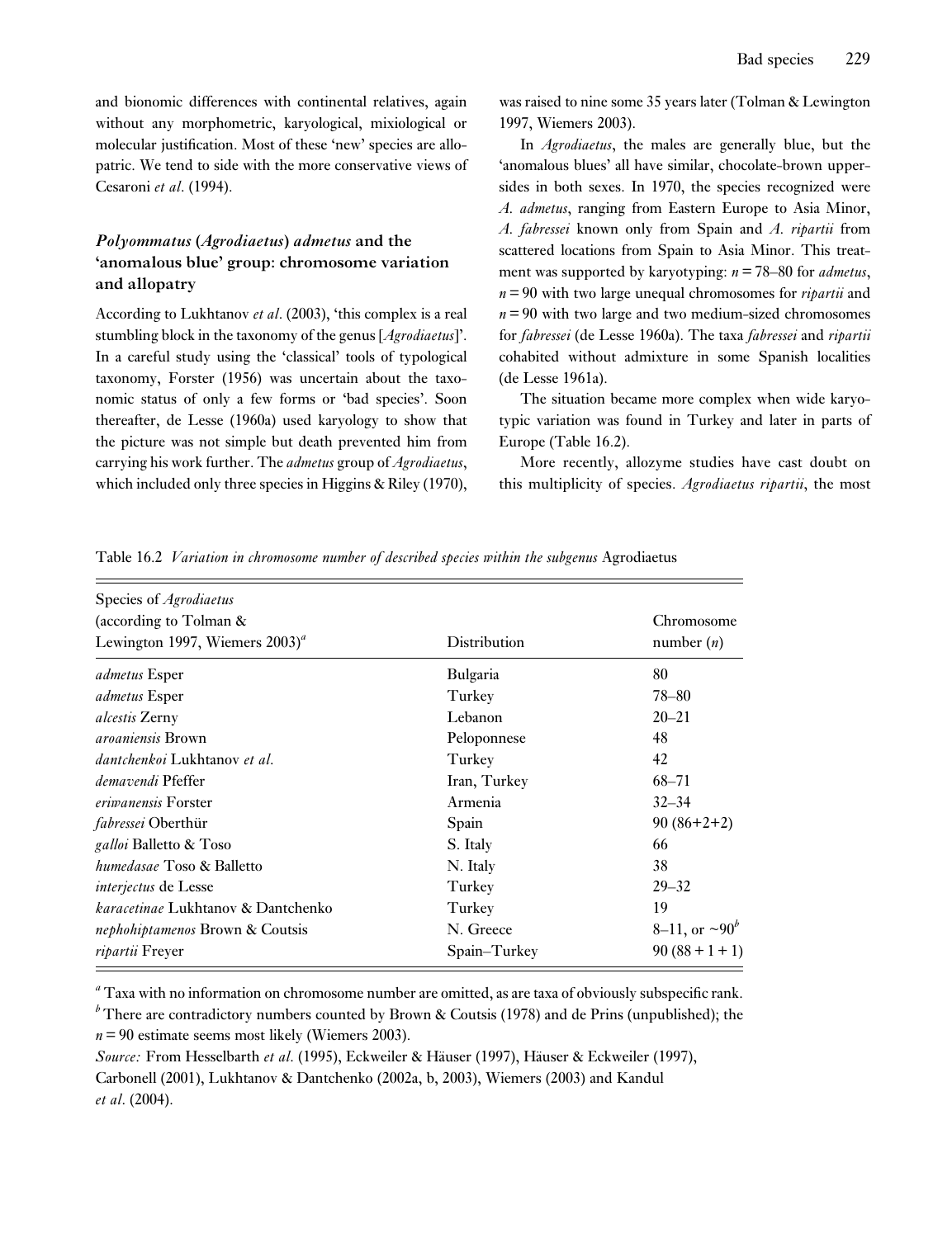and bionomic differences with continental relatives, again without any morphometric, karyological, mixiological or molecular justification. Most of these 'new' species are allopatric. We tend to side with the more conservative views of Cesaroni *et al*. (1994).

### *Polyommatus* (*Agrodiaetus*) *admetus* and the 'anomalous blue' group: chromosome variation and allopatry

According to Lukhtanov *et al*. (2003), 'this complex is a real stumbling block in the taxonomy of the genus [*Agrodiaetus*]'. In a careful study using the 'classical' tools of typological taxonomy, Forster (1956) was uncertain about the taxonomic status of only a few forms or 'bad species'. Soon thereafter, de Lesse (1960a) used karyology to show that the picture was not simple but death prevented him from carrying his work further. The *admetus* group of *Agrodiaetus*, which included only three species in Higgins & Riley (1970), was raised to nine some 35 years later (Tolman & Lewington 1997, Wiemers 2003).

In *Agrodiaetus*, the males are generally blue, but the 'anomalous blues' all have similar, chocolate-brown uppersides in both sexes. In 1970, the species recognized were *A. admetus*, ranging from Eastern Europe to Asia Minor, *A. fabressei* known only from Spain and *A. ripartii* from scattered locations from Spain to Asia Minor. This treatment was supported by karyotyping: $n = 78$–$80$ for *admetus*, $n = 90$ with two large unequal chromosomes for *ripartii* and $n = 90$ with two large and two medium-sized chromosomes for *fabressei* (de Lesse 1960a). The taxa *fabressei* and *ripartii* cohabited without admixture in some Spanish localities (de Lesse 1961a).

The situation became more complex when wide karyotypic variation was found in Turkey and later in parts of Europe (Table 16.2).

More recently, allozyme studies have cast doubt on this multiplicity of species. *Agrodiaetus ripartii*, the most

Table 16.2 *Variation in chromosome number of described species within the subgenus* Agrodiaetus

| Species of *Agrodiaetus* (according to Tolman & Lewington 1997, Wiemers 2003)[a] | Distribution | Chromosome number ($n$) |
|---|---|---|
| *admetus* Esper | Bulgaria | 80 |
| *admetus* Esper | Turkey | 78–80 |
| *alcestis* Zerny | Lebanon | 20–21 |
| *aroaniensis* Brown | Peloponnese | 48 |
| *dantchenkoi* Lukhtanov *et al*. | Turkey | 42 |
| *demavendi* Pfeffer | Iran, Turkey | 68–71 |
| *eriwanensis* Forster | Armenia | 32–34 |
| *fabressei* Oberthür | Spain | 90 (86+2+2) |
| *galloi* Balletto & Toso | S. Italy | 66 |
| *humedasae* Toso & Balletto | N. Italy | 38 |
| *interjectus* de Lesse | Turkey | 29–32 |
| *karacetinae* Lukhtanov & Dantchenko | Turkey | 19 |
| *nephohiptamenos* Brown & Coutsis | N. Greece | 8–11, or ~90[b] |
| *ripartii* Freyer | Spain–Turkey | 90 (88 + 1 + 1) |

[a] Taxa with no information on chromosome number are omitted, as are taxa of obviously subspecific rank.
[b] There are contradictory numbers counted by Brown & Coutsis (1978) and de Prins (unpublished); the $n = 90$ estimate seems most likely (Wiemers 2003).
*Source:* From Hesselbarth *et al*. (1995), Eckweiler & Häuser (1997), Häuser & Eckweiler (1997), Carbonell (2001), Lukhtanov & Dantchenko (2002a, b, 2003), Wiemers (2003) and Kandul *et al*. (2004).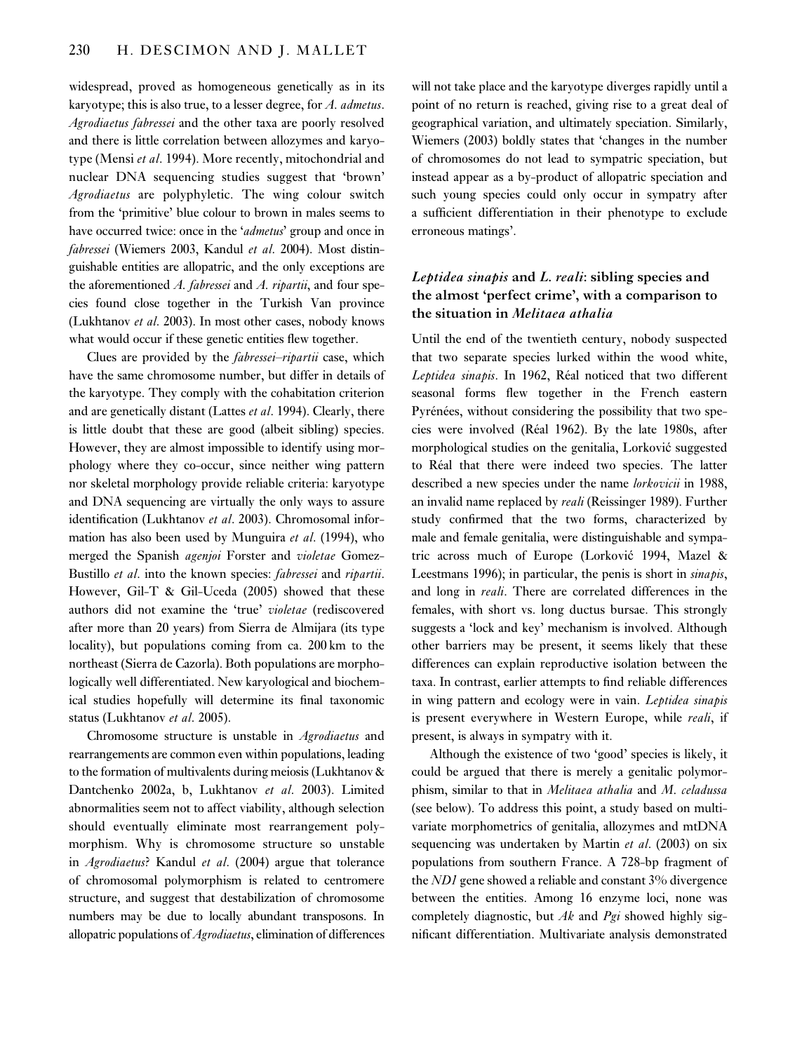widespread, proved as homogeneous genetically as in its karyotype; this is also true, to a lesser degree, for *A. admetus*. *Agrodiaetus fabressei* and the other taxa are poorly resolved and there is little correlation between allozymes and karyotype (Mensi *et al*. 1994). More recently, mitochondrial and nuclear DNA sequencing studies suggest that 'brown' *Agrodiaetus* are polyphyletic. The wing colour switch from the 'primitive' blue colour to brown in males seems to have occurred twice: once in the '*admetus*' group and once in *fabressei* (Wiemers 2003, Kandul *et al*. 2004). Most distinguishable entities are allopatric, and the only exceptions are the aforementioned *A. fabressei* and *A. ripartii*, and four species found close together in the Turkish Van province (Lukhtanov *et al*. 2003). In most other cases, nobody knows what would occur if these genetic entities flew together.

Clues are provided by the *fabressei–ripartii* case, which have the same chromosome number, but differ in details of the karyotype. They comply with the cohabitation criterion and are genetically distant (Lattes *et al*. 1994). Clearly, there is little doubt that these are good (albeit sibling) species. However, they are almost impossible to identify using morphology where they co-occur, since neither wing pattern nor skeletal morphology provide reliable criteria: karyotype and DNA sequencing are virtually the only ways to assure identification (Lukhtanov *et al*. 2003). Chromosomal information has also been used by Munguira *et al*. (1994), who merged the Spanish *agenjoi* Forster and *violetae* Gomez-Bustillo *et al*. into the known species: *fabressei* and *ripartii*. However, Gil-T & Gil-Uceda (2005) showed that these authors did not examine the 'true' *violetae* (rediscovered after more than 20 years) from Sierra de Almijara (its type locality), but populations coming from ca. 200 km to the northeast (Sierra de Cazorla). Both populations are morphologically well differentiated. New karyological and biochemical studies hopefully will determine its final taxonomic status (Lukhtanov *et al*. 2005).

Chromosome structure is unstable in *Agrodiaetus* and rearrangements are common even within populations, leading to the formation of multivalents during meiosis (Lukhtanov & Dantchenko 2002a, b, Lukhtanov *et al*. 2003). Limited abnormalities seem not to affect viability, although selection should eventually eliminate most rearrangement polymorphism. Why is chromosome structure so unstable in *Agrodiaetus*? Kandul *et al*. (2004) argue that tolerance of chromosomal polymorphism is related to centromere structure, and suggest that destabilization of chromosome numbers may be due to locally abundant transposons. In allopatric populations of *Agrodiaetus*, elimination of differences will not take place and the karyotype diverges rapidly until a point of no return is reached, giving rise to a great deal of geographical variation, and ultimately speciation. Similarly, Wiemers (2003) boldly states that 'changes in the number of chromosomes do not lead to sympatric speciation, but instead appear as a by-product of allopatric speciation and such young species could only occur in sympatry after a sufficient differentiation in their phenotype to exclude erroneous matings'.

### *Leptidea sinapis* and *L. reali*: sibling species and the almost 'perfect crime', with a comparison to the situation in *Melitaea athalia*

Until the end of the twentieth century, nobody suspected that two separate species lurked within the wood white, *Leptidea sinapis*. In 1962, Réal noticed that two different seasonal forms flew together in the French eastern Pyrénées, without considering the possibility that two species were involved (Réal 1962). By the late 1980s, after morphological studies on the genitalia, Lorković suggested to Réal that there were indeed two species. The latter described a new species under the name *lorkovicii* in 1988, an invalid name replaced by *reali* (Reissinger 1989). Further study confirmed that the two forms, characterized by male and female genitalia, were distinguishable and sympatric across much of Europe (Lorković 1994, Mazel & Leestmans 1996); in particular, the penis is short in *sinapis*, and long in *reali*. There are correlated differences in the females, with short vs. long ductus bursae. This strongly suggests a 'lock and key' mechanism is involved. Although other barriers may be present, it seems likely that these differences can explain reproductive isolation between the taxa. In contrast, earlier attempts to find reliable differences in wing pattern and ecology were in vain. *Leptidea sinapis* is present everywhere in Western Europe, while *reali*, if present, is always in sympatry with it.

Although the existence of two 'good' species is likely, it could be argued that there is merely a genitalic polymorphism, similar to that in *Melitaea athalia* and *M. celadussa* (see below). To address this point, a study based on multivariate morphometrics of genitalia, allozymes and mtDNA sequencing was undertaken by Martin *et al*. (2003) on six populations from southern France. A 728-bp fragment of the *ND1* gene showed a reliable and constant 3% divergence between the entities. Among 16 enzyme loci, none was completely diagnostic, but *Ak* and *Pgi* showed highly significant differentiation. Multivariate analysis demonstrated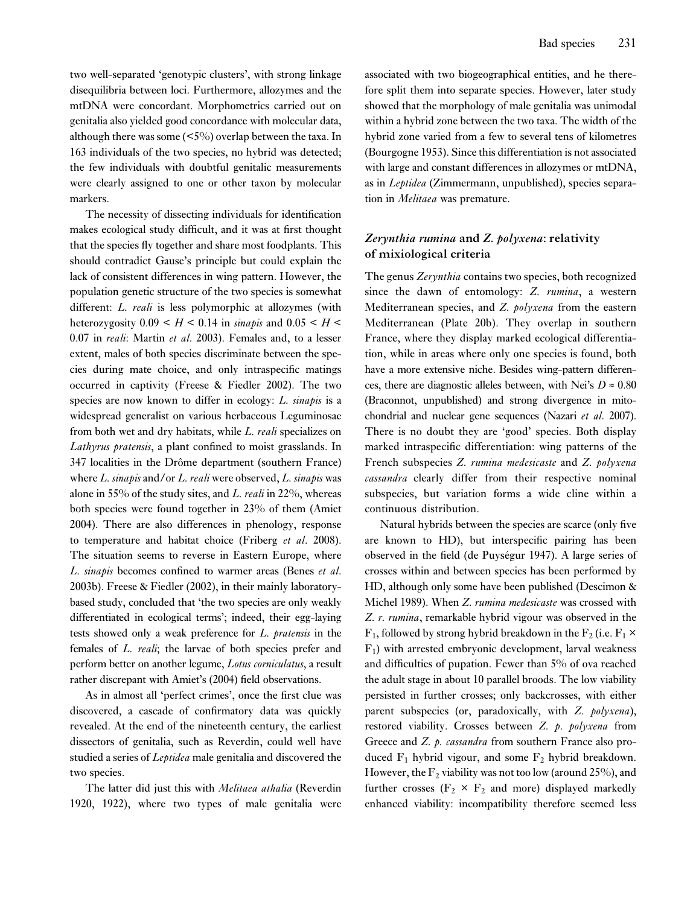two well-separated 'genotypic clusters', with strong linkage disequilibria between loci. Furthermore, allozymes and the mtDNA were concordant. Morphometrics carried out on genitalia also yielded good concordance with molecular data, although there was some (<5%) overlap between the taxa. In 163 individuals of the two species, no hybrid was detected; the few individuals with doubtful genitalic measurements were clearly assigned to one or other taxon by molecular markers.

The necessity of dissecting individuals for identification makes ecological study difficult, and it was at first thought that the species fly together and share most foodplants. This should contradict Gause's principle but could explain the lack of consistent differences in wing pattern. However, the population genetic structure of the two species is somewhat different: *L. reali* is less polymorphic at allozymes (with heterozygosity $0.09 < H < 0.14$ in *sinapis* and $0.05 < H < 0.07$ in *reali*: Martin *et al*. 2003). Females and, to a lesser extent, males of both species discriminate between the species during mate choice, and only intraspecific matings occurred in captivity (Freese & Fiedler 2002). The two species are now known to differ in ecology: *L. sinapis* is a widespread generalist on various herbaceous Leguminosae from both wet and dry habitats, while *L. reali* specializes on *Lathyrus pratensis*, a plant confined to moist grasslands. In 347 localities in the Drôme department (southern France) where *L. sinapis* and/or *L. reali* were observed, *L. sinapis* was alone in 55% of the study sites, and *L. reali* in 22%, whereas both species were found together in 23% of them (Amiet 2004). There are also differences in phenology, response to temperature and habitat choice (Friberg *et al*. 2008). The situation seems to reverse in Eastern Europe, where *L. sinapis* becomes confined to warmer areas (Benes *et al*. 2003b). Freese & Fiedler (2002), in their mainly laboratory-based study, concluded that 'the two species are only weakly differentiated in ecological terms'; indeed, their egg-laying tests showed only a weak preference for *L. pratensis* in the females of *L. reali*; the larvae of both species prefer and perform better on another legume, *Lotus corniculatus*, a result rather discrepant with Amiet's (2004) field observations.

As in almost all 'perfect crimes', once the first clue was discovered, a cascade of confirmatory data was quickly revealed. At the end of the nineteenth century, the earliest dissectors of genitalia, such as Reverdin, could well have studied a series of *Leptidea* male genitalia and discovered the two species.

The latter did just this with *Melitaea athalia* (Reverdin 1920, 1922), where two types of male genitalia were associated with two biogeographical entities, and he therefore split them into separate species. However, later study showed that the morphology of male genitalia was unimodal within a hybrid zone between the two taxa. The width of the hybrid zone varied from a few to several tens of kilometres (Bourgogne 1953). Since this differentiation is not associated with large and constant differences in allozymes or mtDNA, as in *Leptidea* (Zimmermann, unpublished), species separation in *Melitaea* was premature.

### *Zerynthia rumina* and *Z. polyxena*: relativity of mixiological criteria

The genus *Zerynthia* contains two species, both recognized since the dawn of entomology: *Z. rumina*, a western Mediterranean species, and *Z. polyxena* from the eastern Mediterranean (Plate 20b). They overlap in southern France, where they display marked ecological differentiation, while in areas where only one species is found, both have a more extensive niche. Besides wing-pattern differences, there are diagnostic alleles between, with Nei's $D \approx 0.80$ (Braconnot, unpublished) and strong divergence in mitochondrial and nuclear gene sequences (Nazari *et al*. 2007). There is no doubt they are 'good' species. Both display marked intraspecific differentiation: wing patterns of the French subspecies *Z. rumina medesicaste* and *Z. polyxena cassandra* clearly differ from their respective nominal subspecies, but variation forms a wide cline within a continuous distribution.

Natural hybrids between the species are scarce (only five are known to HD), but interspecific pairing has been observed in the field (de Puységur 1947). A large series of crosses within and between species has been performed by HD, although only some have been published (Descimon & Michel 1989). When *Z. rumina medesicaste* was crossed with *Z. r. rumina*, remarkable hybrid vigour was observed in the $F_1$, followed by strong hybrid breakdown in the $F_2$ (i.e. $F_1 \times F_1$) with arrested embryonic development, larval weakness and difficulties of pupation. Fewer than 5% of ova reached the adult stage in about 10 parallel broods. The low viability persisted in further crosses; only backcrosses, with either parent subspecies (or, paradoxically, with *Z. polyxena*), restored viability. Crosses between *Z. p. polyxena* from Greece and *Z. p. cassandra* from southern France also produced $F_1$ hybrid vigour, and some $F_2$ hybrid breakdown. However, the $F_2$ viability was not too low (around 25%), and further crosses ($F_2 \times F_2$ and more) displayed markedly enhanced viability: incompatibility therefore seemed less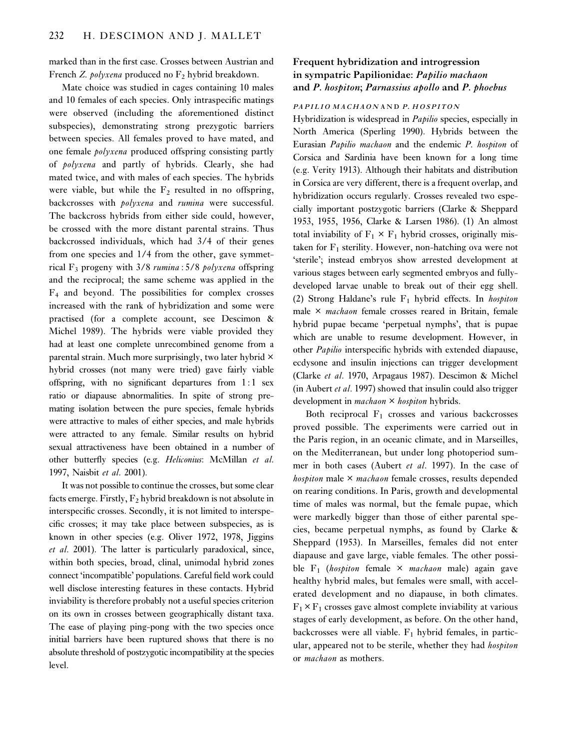marked than in the first case. Crosses between Austrian and French *Z. polyxena* produced no $F_2$ hybrid breakdown.

Mate choice was studied in cages containing 10 males and 10 females of each species. Only intraspecific matings were observed (including the aforementioned distinct subspecies), demonstrating strong prezygotic barriers between species. All females proved to have mated, and one female *polyxena* produced offspring consisting partly of *polyxena* and partly of hybrids. Clearly, she had mated twice, and with males of each species. The hybrids were viable, but while the $F_2$ resulted in no offspring, backcrosses with *polyxena* and *rumina* were successful. The backcross hybrids from either side could, however, be crossed with the more distant parental strains. Thus backcrossed individuals, which had 3/4 of their genes from one species and 1/4 from the other, gave symmetrical $F_3$ progeny with 3/8 *rumina* : 5/8 *polyxena* offspring and the reciprocal; the same scheme was applied in the $F_4$ and beyond. The possibilities for complex crosses increased with the rank of hybridization and some were practised (for a complete account, see Descimon & Michel 1989). The hybrids were viable provided they had at least one complete unrecombined genome from a parental strain. Much more surprisingly, two later hybrid × hybrid crosses (not many were tried) gave fairly viable offspring, with no significant departures from 1 : 1 sex ratio or diapause abnormalities. In spite of strong pre-mating isolation between the pure species, female hybrids were attractive to males of either species, and male hybrids were attracted to any female. Similar results on hybrid sexual attractiveness have been obtained in a number of other butterfly species (e.g. *Heliconius*: McMillan *et al.* 1997, Naisbit *et al.* 2001).

It was not possible to continue the crosses, but some clear facts emerge. Firstly, $F_2$ hybrid breakdown is not absolute in interspecific crosses. Secondly, it is not limited to interspecific crosses; it may take place between subspecies, as is known in other species (e.g. Oliver 1972, 1978, Jiggins *et al.* 2001). The latter is particularly paradoxical, since, within both species, broad, clinal, unimodal hybrid zones connect 'incompatible' populations. Careful field work could well disclose interesting features in these contacts. Hybrid inviability is therefore probably not a useful species criterion on its own in crosses between geographically distant taxa. The ease of playing ping-pong with the two species once initial barriers have been ruptured shows that there is no absolute threshold of postzygotic incompatibility at the species level.

## Frequent hybridization and introgression in sympatric Papilionidae: *Papilio machaon* and *P. hospiton*; *Parnassius apollo* and *P. phoebus*

### *PAPILIO MACHAON* AND *P. HOSPITON*

Hybridization is widespread in *Papilio* species, especially in North America (Sperling 1990). Hybrids between the Eurasian *Papilio machaon* and the endemic *P. hospiton* of Corsica and Sardinia have been known for a long time (e.g. Verity 1913). Although their habitats and distribution in Corsica are very different, there is a frequent overlap, and hybridization occurs regularly. Crosses revealed two especially important postzygotic barriers (Clarke & Sheppard 1953, 1955, 1956, Clarke & Larsen 1986). (1) An almost total inviability of $F_1 \times F_1$ hybrid crosses, originally mistaken for $F_1$ sterility. However, non-hatching ova were not 'sterile'; instead embryos show arrested development at various stages between early segmented embryos and fully-developed larvae unable to break out of their egg shell. (2) Strong Haldane's rule $F_1$ hybrid effects. In *hospiton* male × *machaon* female crosses reared in Britain, female hybrid pupae became 'perpetual nymphs', that is pupae which are unable to resume development. However, in other *Papilio* interspecific hybrids with extended diapause, ecdysone and insulin injections can trigger development (Clarke *et al.* 1970, Arpagaus 1987). Descimon & Michel (in Aubert *et al.* 1997) showed that insulin could also trigger development in *machaon* × *hospiton* hybrids.

Both reciprocal $F_1$ crosses and various backcrosses proved possible. The experiments were carried out in the Paris region, in an oceanic climate, and in Marseilles, on the Mediterranean, but under long photoperiod summer in both cases (Aubert *et al.* 1997). In the case of *hospiton* male × *machaon* female crosses, results depended on rearing conditions. In Paris, growth and developmental time of males was normal, but the female pupae, which were markedly bigger than those of either parental species, became perpetual nymphs, as found by Clarke & Sheppard (1953). In Marseilles, females did not enter diapause and gave large, viable females. The other possible $F_1$ (*hospiton* female × *machaon* male) again gave healthy hybrid males, but females were small, with accelerated development and no diapause, in both climates. $F_1 \times F_1$ crosses gave almost complete inviability at various stages of early development, as before. On the other hand, backcrosses were all viable. $F_1$ hybrid females, in particular, appeared not to be sterile, whether they had *hospiton* or *machaon* as mothers.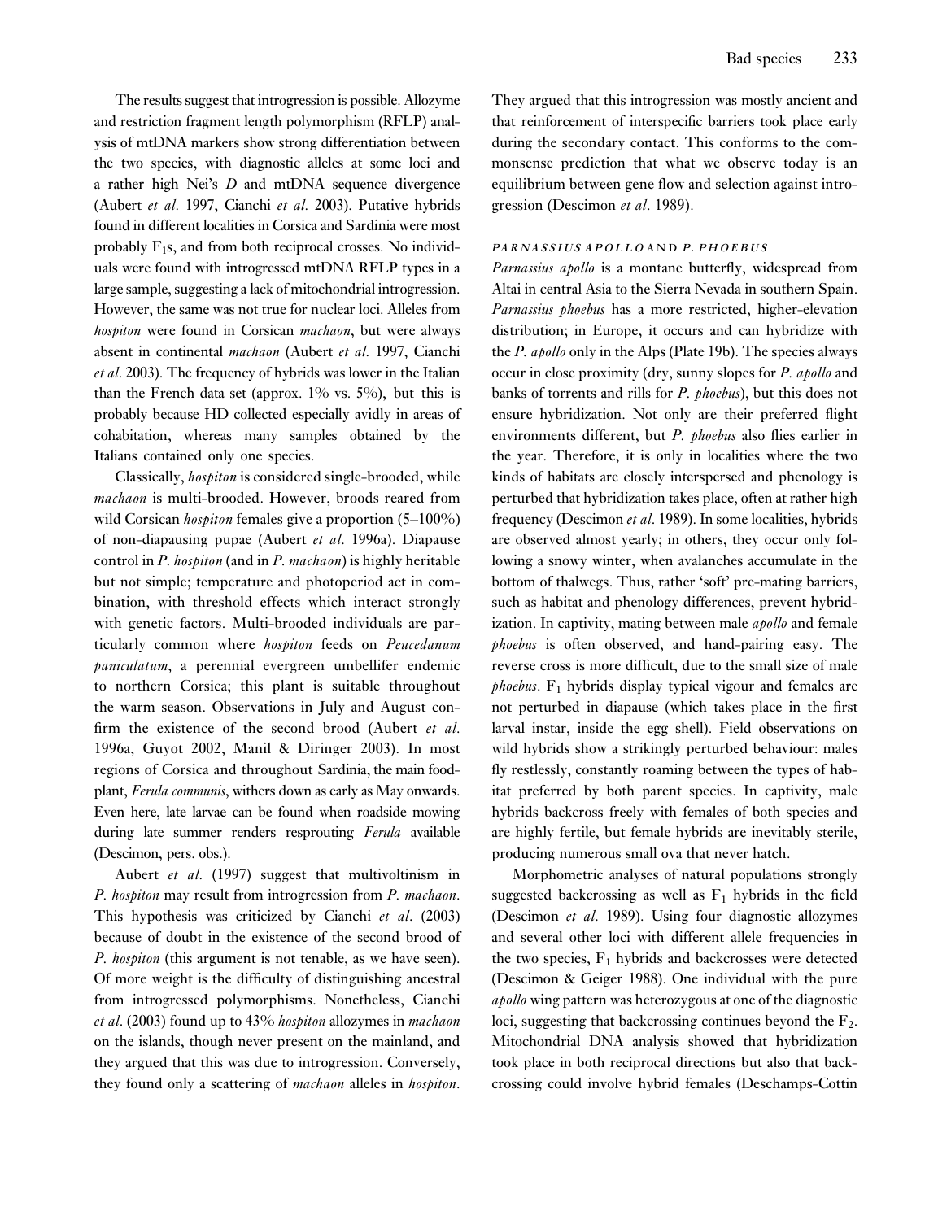The results suggest that introgression is possible. Allozyme and restriction fragment length polymorphism (RFLP) analysis of mtDNA markers show strong differentiation between the two species, with diagnostic alleles at some loci and a rather high Nei's *D* and mtDNA sequence divergence (Aubert *et al*. 1997, Cianchi *et al*. 2003). Putative hybrids found in different localities in Corsica and Sardinia were most probably $F_1$s, and from both reciprocal crosses. No individuals were found with introgressed mtDNA RFLP types in a large sample, suggesting a lack of mitochondrial introgression. However, the same was not true for nuclear loci. Alleles from *hospiton* were found in Corsican *machaon*, but were always absent in continental *machaon* (Aubert *et al*. 1997, Cianchi *et al*. 2003). The frequency of hybrids was lower in the Italian than the French data set (approx. 1% vs. 5%), but this is probably because HD collected especially avidly in areas of cohabitation, whereas many samples obtained by the Italians contained only one species.

Classically, *hospiton* is considered single-brooded, while *machaon* is multi-brooded. However, broods reared from wild Corsican *hospiton* females give a proportion (5–100%) of non-diapausing pupae (Aubert *et al*. 1996a). Diapause control in *P. hospiton* (and in *P. machaon*) is highly heritable but not simple; temperature and photoperiod act in combination, with threshold effects which interact strongly with genetic factors. Multi-brooded individuals are particularly common where *hospiton* feeds on *Peucedanum paniculatum*, a perennial evergreen umbellifer endemic to northern Corsica; this plant is suitable throughout the warm season. Observations in July and August confirm the existence of the second brood (Aubert *et al*. 1996a, Guyot 2002, Manil & Diringer 2003). In most regions of Corsica and throughout Sardinia, the main foodplant, *Ferula communis*, withers down as early as May onwards. Even here, late larvae can be found when roadside mowing during late summer renders resprouting *Ferula* available (Descimon, pers. obs.).

Aubert *et al*. (1997) suggest that multivoltinism in *P. hospiton* may result from introgression from *P. machaon*. This hypothesis was criticized by Cianchi *et al*. (2003) because of doubt in the existence of the second brood of *P. hospiton* (this argument is not tenable, as we have seen). Of more weight is the difficulty of distinguishing ancestral from introgressed polymorphisms. Nonetheless, Cianchi *et al*. (2003) found up to 43% *hospiton* allozymes in *machaon* on the islands, though never present on the mainland, and they argued that this was due to introgression. Conversely, they found only a scattering of *machaon* alleles in *hospiton*. They argued that this introgression was mostly ancient and that reinforcement of interspecific barriers took place early during the secondary contact. This conforms to the commonsense prediction that what we observe today is an equilibrium between gene flow and selection against introgression (Descimon *et al*. 1989).

#### *PARNASSIUS APOLLO* AND *P. PHOEBUS*

*Parnassius apollo* is a montane butterfly, widespread from Altai in central Asia to the Sierra Nevada in southern Spain. *Parnassius phoebus* has a more restricted, higher-elevation distribution; in Europe, it occurs and can hybridize with the *P. apollo* only in the Alps (Plate 19b). The species always occur in close proximity (dry, sunny slopes for *P. apollo* and banks of torrents and rills for *P. phoebus*), but this does not ensure hybridization. Not only are their preferred flight environments different, but *P. phoebus* also flies earlier in the year. Therefore, it is only in localities where the two kinds of habitats are closely interspersed and phenology is perturbed that hybridization takes place, often at rather high frequency (Descimon *et al*. 1989). In some localities, hybrids are observed almost yearly; in others, they occur only following a snowy winter, when avalanches accumulate in the bottom of thalwegs. Thus, rather 'soft' pre-mating barriers, such as habitat and phenology differences, prevent hybridization. In captivity, mating between male *apollo* and female *phoebus* is often observed, and hand-pairing easy. The reverse cross is more difficult, due to the small size of male *phoebus*. $F_1$ hybrids display typical vigour and females are not perturbed in diapause (which takes place in the first larval instar, inside the egg shell). Field observations on wild hybrids show a strikingly perturbed behaviour: males fly restlessly, constantly roaming between the types of habitat preferred by both parent species. In captivity, male hybrids backcross freely with females of both species and are highly fertile, but female hybrids are inevitably sterile, producing numerous small ova that never hatch.

Morphometric analyses of natural populations strongly suggested backcrossing as well as $F_1$ hybrids in the field (Descimon *et al*. 1989). Using four diagnostic allozymes and several other loci with different allele frequencies in the two species, $F_1$ hybrids and backcrosses were detected (Descimon & Geiger 1988). One individual with the pure *apollo* wing pattern was heterozygous at one of the diagnostic loci, suggesting that backcrossing continues beyond the $F_2$. Mitochondrial DNA analysis showed that hybridization took place in both reciprocal directions but also that backcrossing could involve hybrid females (Deschamps-Cottin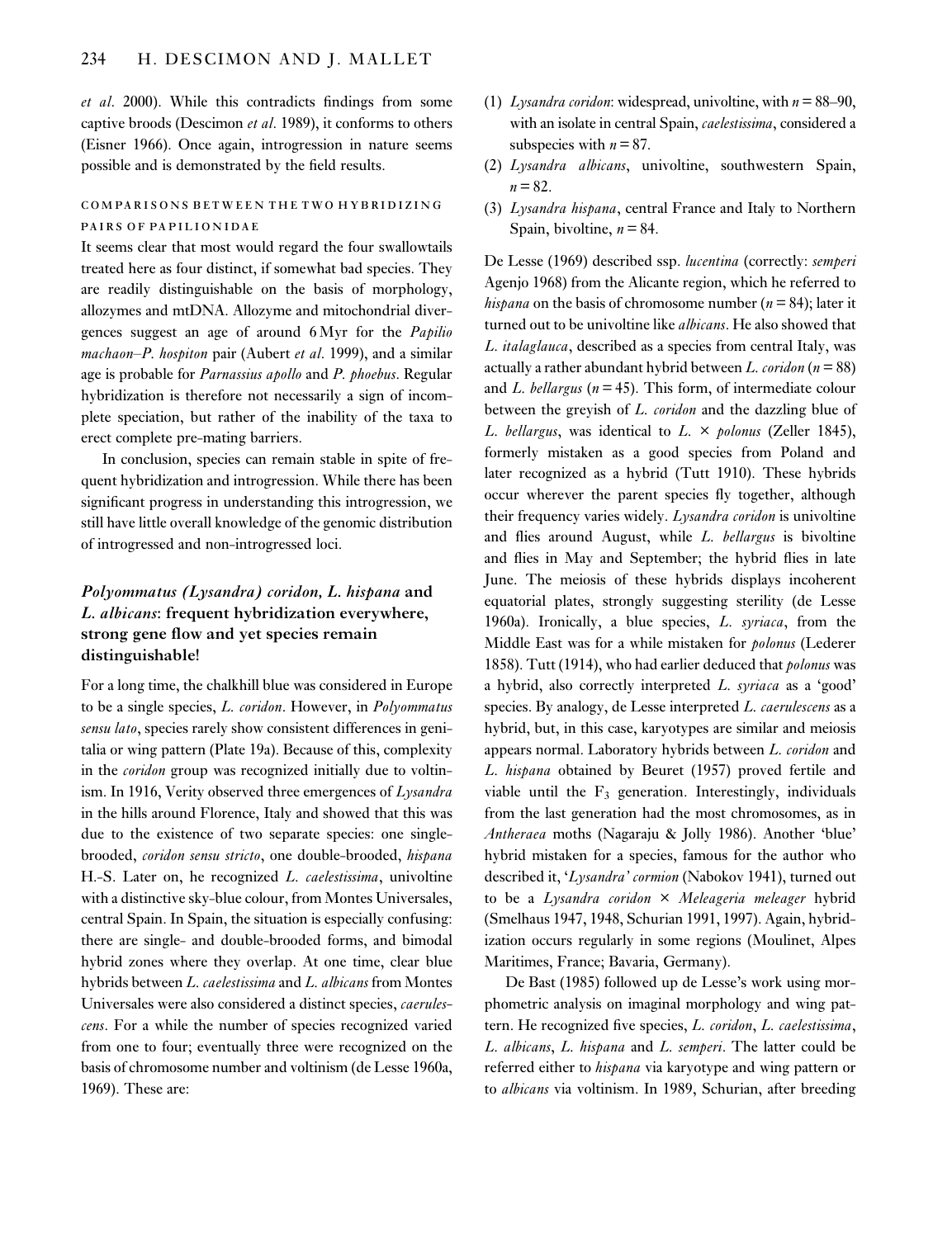*et al.* 2000). While this contradicts findings from some captive broods (Descimon *et al.* 1989), it conforms to others (Eisner 1966). Once again, introgression in nature seems possible and is demonstrated by the field results.

#### COMPARISONS BETWEEN THE TWO HYBRIDIZING PAIRS OF PAPILIONIDAE

It seems clear that most would regard the four swallowtails treated here as four distinct, if somewhat bad species. They are readily distinguishable on the basis of morphology, allozymes and mtDNA. Allozyme and mitochondrial divergences suggest an age of around 6 Myr for the *Papilio machaon*–*P. hospiton* pair (Aubert *et al.* 1999), and a similar age is probable for *Parnassius apollo* and *P. phoebus*. Regular hybridization is therefore not necessarily a sign of incomplete speciation, but rather of the inability of the taxa to erect complete pre-mating barriers.

In conclusion, species can remain stable in spite of frequent hybridization and introgression. While there has been significant progress in understanding this introgression, we still have little overall knowledge of the genomic distribution of introgressed and non-introgressed loci.

### *Polyommatus (Lysandra) coridon*, *L. hispana* and *L. albicans*: frequent hybridization everywhere, strong gene flow and yet species remain distinguishable!

For a long time, the chalkhill blue was considered in Europe to be a single species, *L. coridon*. However, in *Polyommatus sensu lato*, species rarely show consistent differences in genitalia or wing pattern (Plate 19a). Because of this, complexity in the *coridon* group was recognized initially due to voltinism. In 1916, Verity observed three emergences of *Lysandra* in the hills around Florence, Italy and showed that this was due to the existence of two separate species: one single-brooded, *coridon sensu stricto*, one double-brooded, *hispana* H.-S. Later on, he recognized *L. caelestissima*, univoltine with a distinctive sky-blue colour, from Montes Universales, central Spain. In Spain, the situation is especially confusing: there are single- and double-brooded forms, and bimodal hybrid zones where they overlap. At one time, clear blue hybrids between *L. caelestissima* and *L. albicans* from Montes Universales were also considered a distinct species, *caerulescens*. For a while the number of species recognized varied from one to four; eventually three were recognized on the basis of chromosome number and voltinism (de Lesse 1960a, 1969). These are:

(1) *Lysandra coridon*: widespread, univoltine, with $n = 88–90$, with an isolate in central Spain, *caelestissima*, considered a subspecies with $n = 87$.
(2) *Lysandra albicans*, univoltine, southwestern Spain, $n = 82$.
(3) *Lysandra hispana*, central France and Italy to Northern Spain, bivoltine, $n = 84$.

De Lesse (1969) described ssp. *lucentina* (correctly: *semperi* Agenjo 1968) from the Alicante region, which he referred to *hispana* on the basis of chromosome number ($n = 84$); later it turned out to be univoltine like *albicans*. He also showed that *L. italaglauca*, described as a species from central Italy, was actually a rather abundant hybrid between *L. coridon* ($n = 88$) and *L. bellargus* ($n = 45$). This form, of intermediate colour between the greyish of *L. coridon* and the dazzling blue of *L. bellargus*, was identical to *L.* × *polonus* (Zeller 1845), formerly mistaken as a good species from Poland and later recognized as a hybrid (Tutt 1910). These hybrids occur wherever the parent species fly together, although their frequency varies widely. *Lysandra coridon* is univoltine and flies around August, while *L. bellargus* is bivoltine and flies in May and September; the hybrid flies in late June. The meiosis of these hybrids displays incoherent equatorial plates, strongly suggesting sterility (de Lesse 1960a). Ironically, a blue species, *L. syriaca*, from the Middle East was for a while mistaken for *polonus* (Lederer 1858). Tutt (1914), who had earlier deduced that *polonus* was a hybrid, also correctly interpreted *L. syriaca* as a 'good' species. By analogy, de Lesse interpreted *L. caerulescens* as a hybrid, but, in this case, karyotypes are similar and meiosis appears normal. Laboratory hybrids between *L. coridon* and *L. hispana* obtained by Beuret (1957) proved fertile and viable until the $F_3$ generation. Interestingly, individuals from the last generation had the most chromosomes, as in *Antheraea* moths (Nagaraju & Jolly 1986). Another 'blue' hybrid mistaken for a species, famous for the author who described it, '*Lysandra*' *cormion* (Nabokov 1941), turned out to be a *Lysandra coridon* × *Meleageria meleager* hybrid (Smelhaus 1947, 1948, Schurian 1991, 1997). Again, hybridization occurs regularly in some regions (Moulinet, Alpes Maritimes, France; Bavaria, Germany).

De Bast (1985) followed up de Lesse's work using morphometric analysis on imaginal morphology and wing pattern. He recognized five species, *L. coridon*, *L. caelestissima*, *L. albicans*, *L. hispana* and *L. semperi*. The latter could be referred either to *hispana* via karyotype and wing pattern or to *albicans* via voltinism. In 1989, Schurian, after breeding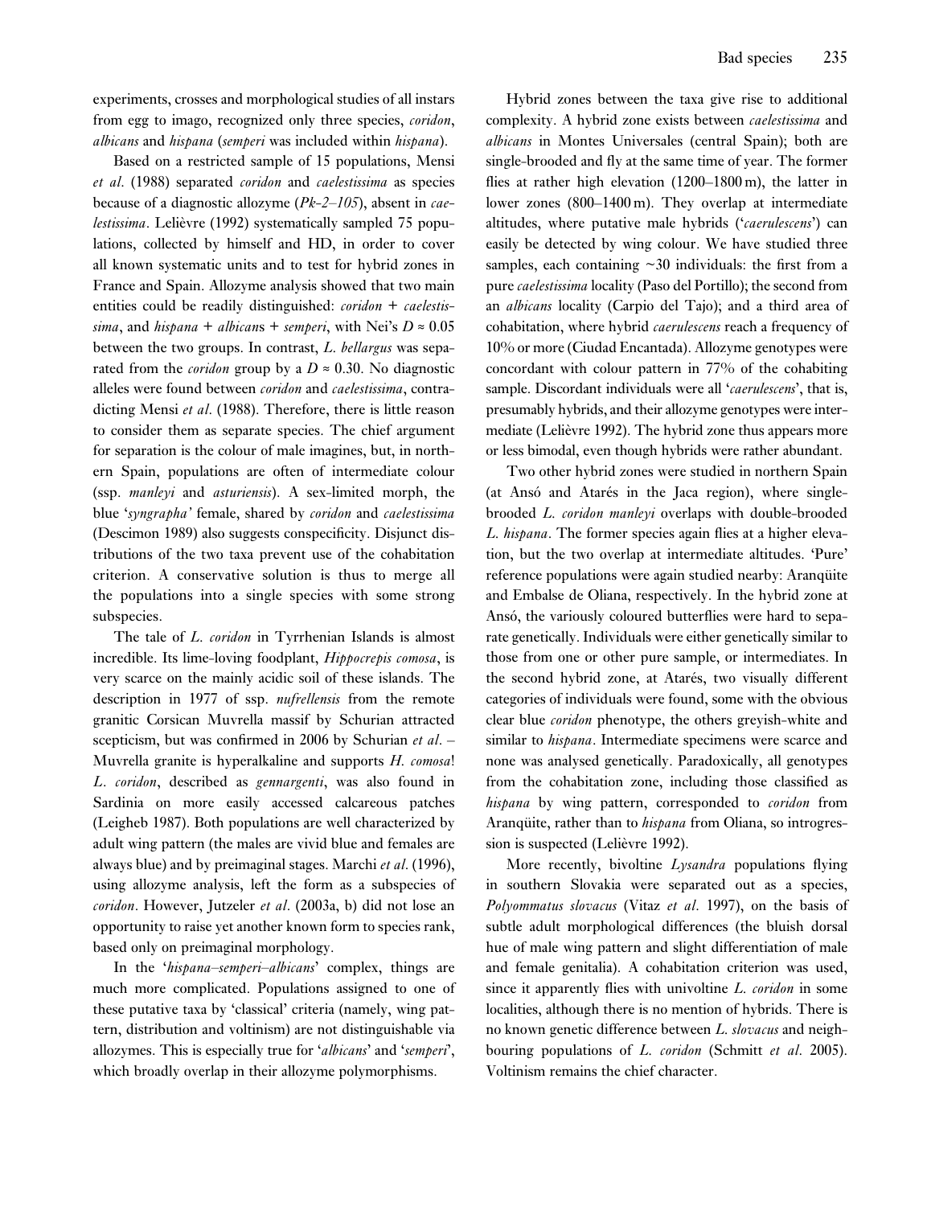experiments, crosses and morphological studies of all instars from egg to imago, recognized only three species, *coridon*, *albicans* and *hispana* (*semperi* was included within *hispana*).

Based on a restricted sample of 15 populations, Mensi *et al*. (1988) separated *coridon* and *caelestissima* as species because of a diagnostic allozyme (*Pk-2–105*), absent in *caelestissima*. Lelièvre (1992) systematically sampled 75 populations, collected by himself and HD, in order to cover all known systematic units and to test for hybrid zones in France and Spain. Allozyme analysis showed that two main entities could be readily distinguished: *coridon* + *caelestissima*, and *hispana* + *albicans* + *semperi*, with Nei's $D \approx 0.05$ between the two groups. In contrast, *L. bellargus* was separated from the *coridon* group by a $D \approx 0.30$. No diagnostic alleles were found between *coridon* and *caelestissima*, contradicting Mensi *et al*. (1988). Therefore, there is little reason to consider them as separate species. The chief argument for separation is the colour of male imagines, but, in northern Spain, populations are often of intermediate colour (ssp. *manleyi* and *asturiensis*). A sex-limited morph, the blue '*syngrapha*' female, shared by *coridon* and *caelestissima* (Descimon 1989) also suggests conspecificity. Disjunct distributions of the two taxa prevent use of the cohabitation criterion. A conservative solution is thus to merge all the populations into a single species with some strong subspecies.

The tale of *L. coridon* in Tyrrhenian Islands is almost incredible. Its lime-loving foodplant, *Hippocrepis comosa*, is very scarce on the mainly acidic soil of these islands. The description in 1977 of ssp. *nufrellensis* from the remote granitic Corsican Muvrella massif by Schurian attracted scepticism, but was confirmed in 2006 by Schurian *et al*. – Muvrella granite is hyperalkaline and supports *H. comosa*! *L. coridon*, described as *gennargenti*, was also found in Sardinia on more easily accessed calcareous patches (Leigheb 1987). Both populations are well characterized by adult wing pattern (the males are vivid blue and females are always blue) and by preimaginal stages. Marchi *et al*. (1996), using allozyme analysis, left the form as a subspecies of *coridon*. However, Jutzeler *et al*. (2003a, b) did not lose an opportunity to raise yet another known form to species rank, based only on preimaginal morphology.

In the '*hispana*–*semperi*–*albicans*' complex, things are much more complicated. Populations assigned to one of these putative taxa by 'classical' criteria (namely, wing pattern, distribution and voltinism) are not distinguishable via allozymes. This is especially true for '*albicans*' and '*semperi*', which broadly overlap in their allozyme polymorphisms.

Hybrid zones between the taxa give rise to additional complexity. A hybrid zone exists between *caelestissima* and *albicans* in Montes Universales (central Spain); both are single-brooded and fly at the same time of year. The former flies at rather high elevation (1200–1800 m), the latter in lower zones (800–1400 m). They overlap at intermediate altitudes, where putative male hybrids ('*caerulescens*') can easily be detected by wing colour. We have studied three samples, each containing ~30 individuals: the first from a pure *caelestissima* locality (Paso del Portillo); the second from an *albicans* locality (Carpio del Tajo); and a third area of cohabitation, where hybrid *caerulescens* reach a frequency of 10% or more (Ciudad Encantada). Allozyme genotypes were concordant with colour pattern in 77% of the cohabiting sample. Discordant individuals were all '*caerulescens*', that is, presumably hybrids, and their allozyme genotypes were intermediate (Lelièvre 1992). The hybrid zone thus appears more or less bimodal, even though hybrids were rather abundant.

Two other hybrid zones were studied in northern Spain (at Ansó and Atarés in the Jaca region), where single-brooded *L. coridon manleyi* overlaps with double-brooded *L. hispana*. The former species again flies at a higher elevation, but the two overlap at intermediate altitudes. 'Pure' reference populations were again studied nearby: Aranqüite and Embalse de Oliana, respectively. In the hybrid zone at Ansó, the variously coloured butterflies were hard to separate genetically. Individuals were either genetically similar to those from one or other pure sample, or intermediates. In the second hybrid zone, at Atarés, two visually different categories of individuals were found, some with the obvious clear blue *coridon* phenotype, the others greyish-white and similar to *hispana*. Intermediate specimens were scarce and none was analysed genetically. Paradoxically, all genotypes from the cohabitation zone, including those classified as *hispana* by wing pattern, corresponded to *coridon* from Aranqüite, rather than to *hispana* from Oliana, so introgression is suspected (Lelièvre 1992).

More recently, bivoltine *Lysandra* populations flying in southern Slovakia were separated out as a species, *Polyommatus slovacus* (Vitaz *et al*. 1997), on the basis of subtle adult morphological differences (the bluish dorsal hue of male wing pattern and slight differentiation of male and female genitalia). A cohabitation criterion was used, since it apparently flies with univoltine *L. coridon* in some localities, although there is no mention of hybrids. There is no known genetic difference between *L. slovacus* and neighbouring populations of *L. coridon* (Schmitt *et al*. 2005). Voltinism remains the chief character.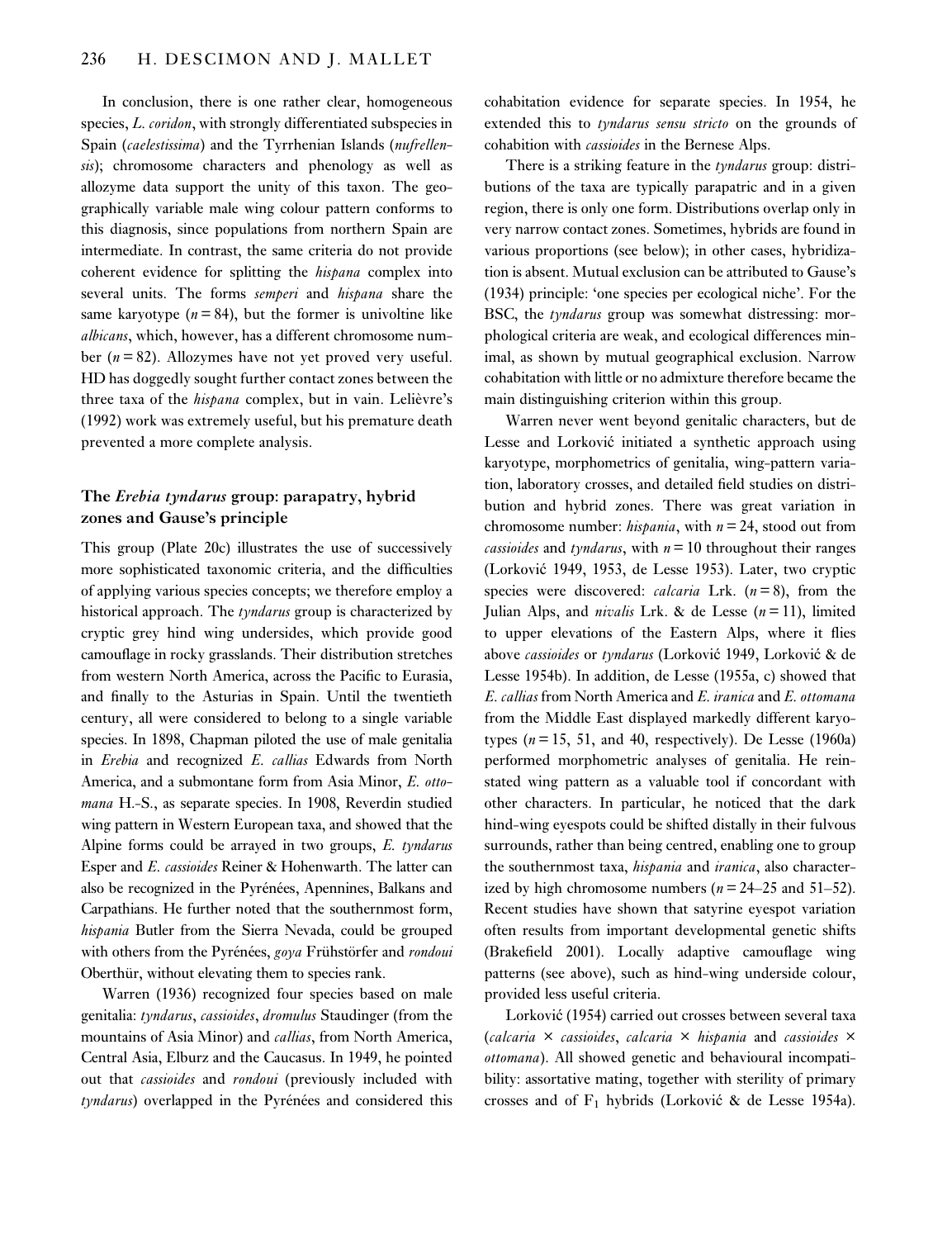In conclusion, there is one rather clear, homogeneous species, *L. coridon*, with strongly differentiated subspecies in Spain (*caelestissima*) and the Tyrrhenian Islands (*nufrellensis*); chromosome characters and phenology as well as allozyme data support the unity of this taxon. The geographically variable male wing colour pattern conforms to this diagnosis, since populations from northern Spain are intermediate. In contrast, the same criteria do not provide coherent evidence for splitting the *hispana* complex into several units. The forms *semperi* and *hispana* share the same karyotype ($n = 84$), but the former is univoltine like *albicans*, which, however, has a different chromosome number ($n = 82$). Allozymes have not yet proved very useful. HD has doggedly sought further contact zones between the three taxa of the *hispana* complex, but in vain. Lelièvre's (1992) work was extremely useful, but his premature death prevented a more complete analysis.

## The *Erebia tyndarus* group: parapatry, hybrid zones and Gause's principle

This group (Plate 20c) illustrates the use of successively more sophisticated taxonomic criteria, and the difficulties of applying various species concepts; we therefore employ a historical approach. The *tyndarus* group is characterized by cryptic grey hind wing undersides, which provide good camouflage in rocky grasslands. Their distribution stretches from western North America, across the Pacific to Eurasia, and finally to the Asturias in Spain. Until the twentieth century, all were considered to belong to a single variable species. In 1898, Chapman piloted the use of male genitalia in *Erebia* and recognized *E. callias* Edwards from North America, and a submontane form from Asia Minor, *E. ottomana* H.-S., as separate species. In 1908, Reverdin studied wing pattern in Western European taxa, and showed that the Alpine forms could be arrayed in two groups, *E. tyndarus* Esper and *E. cassioides* Reiner & Hohenwarth. The latter can also be recognized in the Pyrénées, Apennines, Balkans and Carpathians. He further noted that the southernmost form, *hispania* Butler from the Sierra Nevada, could be grouped with others from the Pyrénées, *goya* Frühstörfer and *rondoui* Oberthür, without elevating them to species rank.

Warren (1936) recognized four species based on male genitalia: *tyndarus*, *cassioides*, *dromulus* Staudinger (from the mountains of Asia Minor) and *callias*, from North America, Central Asia, Elburz and the Caucasus. In 1949, he pointed out that *cassioides* and *rondoui* (previously included with *tyndarus*) overlapped in the Pyrénées and considered this cohabitation evidence for separate species. In 1954, he extended this to *tyndarus sensu stricto* on the grounds of cohabitation with *cassioides* in the Bernese Alps.

There is a striking feature in the *tyndarus* group: distributions of the taxa are typically parapatric and in a given region, there is only one form. Distributions overlap only in very narrow contact zones. Sometimes, hybrids are found in various proportions (see below); in other cases, hybridization is absent. Mutual exclusion can be attributed to Gause's (1934) principle: 'one species per ecological niche'. For the BSC, the *tyndarus* group was somewhat distressing: morphological criteria are weak, and ecological differences minimal, as shown by mutual geographical exclusion. Narrow cohabitation with little or no admixture therefore became the main distinguishing criterion within this group.

Warren never went beyond genitalic characters, but de Lesse and Lorković initiated a synthetic approach using karyotype, morphometrics of genitalia, wing-pattern variation, laboratory crosses, and detailed field studies on distribution and hybrid zones. There was great variation in chromosome number: *hispania*, with $n = 24$, stood out from *cassioides* and *tyndarus*, with $n = 10$ throughout their ranges (Lorković 1949, 1953, de Lesse 1953). Later, two cryptic species were discovered: *calcaria* Lrk. ($n = 8$), from the Julian Alps, and *nivalis* Lrk. & de Lesse ($n = 11$), limited to upper elevations of the Eastern Alps, where it flies above *cassioides* or *tyndarus* (Lorković 1949, Lorković & de Lesse 1954b). In addition, de Lesse (1955a, c) showed that *E. callias* from North America and *E. iranica* and *E. ottomana* from the Middle East displayed markedly different karyotypes ($n = 15$, 51, and 40, respectively). De Lesse (1960a) performed morphometric analyses of genitalia. He reinstated wing pattern as a valuable tool if concordant with other characters. In particular, he noticed that the dark hind-wing eyespots could be shifted distally in their fulvous surrounds, rather than being centred, enabling one to group the southernmost taxa, *hispania* and *iranica*, also characterized by high chromosome numbers ($n = 24$–25 and 51–52). Recent studies have shown that satyrine eyespot variation often results from important developmental genetic shifts (Brakefield 2001). Locally adaptive camouflage wing patterns (see above), such as hind-wing underside colour, provided less useful criteria.

Lorković (1954) carried out crosses between several taxa (*calcaria* × *cassioides*, *calcaria* × *hispania* and *cassioides* × *ottomana*). All showed genetic and behavioural incompatibility: assortative mating, together with sterility of primary crosses and of $F_1$ hybrids (Lorković & de Lesse 1954a).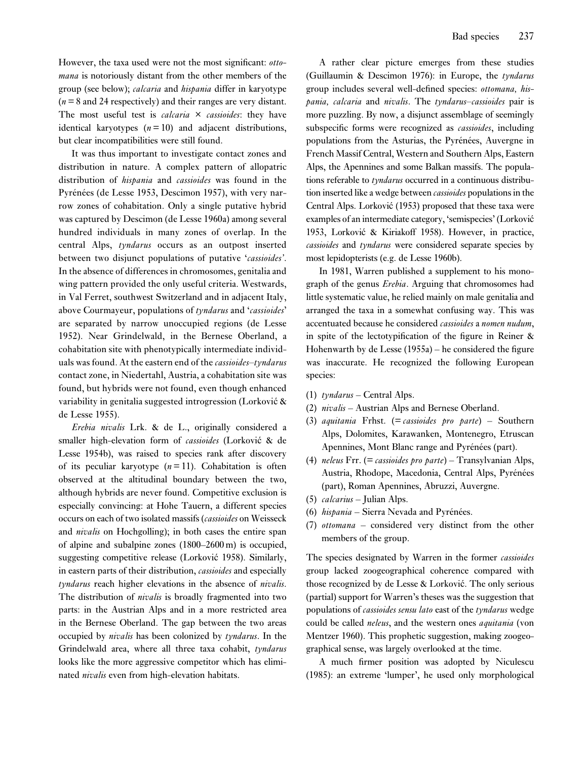However, the taxa used were not the most significant: *ottomana* is notoriously distant from the other members of the group (see below); *calcaria* and *hispania* differ in karyotype ($n = 8$ and 24 respectively) and their ranges are very distant. The most useful test is *calcaria* × *cassioides*: they have identical karyotypes ($n = 10$) and adjacent distributions, but clear incompatibilities were still found.

It was thus important to investigate contact zones and distribution in nature. A complex pattern of allopatric distribution of *hispania* and *cassioides* was found in the Pyrénées (de Lesse 1953, Descimon 1957), with very narrow zones of cohabitation. Only a single putative hybrid was captured by Descimon (de Lesse 1960a) among several hundred individuals in many zones of overlap. In the central Alps, *tyndarus* occurs as an outpost inserted between two disjunct populations of putative '*cassioides*'. In the absence of differences in chromosomes, genitalia and wing pattern provided the only useful criteria. Westwards, in Val Ferret, southwest Switzerland and in adjacent Italy, above Courmayeur, populations of *tyndarus* and '*cassioides*' are separated by narrow unoccupied regions (de Lesse 1952). Near Grindelwald, in the Bernese Oberland, a cohabitation site with phenotypically intermediate individuals was found. At the eastern end of the *cassioides–tyndarus* contact zone, in Niedertahl, Austria, a cohabitation site was found, but hybrids were not found, even though enhanced variability in genitalia suggested introgression (Lorković & de Lesse 1955).

*Erebia nivalis* Lrk. & de L., originally considered a smaller high-elevation form of *cassioides* (Lorković & de Lesse 1954b), was raised to species rank after discovery of its peculiar karyotype ($n = 11$). Cohabitation is often observed at the altitudinal boundary between the two, although hybrids are never found. Competitive exclusion is especially convincing: at Hohe Tauern, a different species occurs on each of two isolated massifs (*cassioides* on Weisseck and *nivalis* on Hochgolling); in both cases the entire span of alpine and subalpine zones (1800–2600 m) is occupied, suggesting competitive release (Lorković 1958). Similarly, in eastern parts of their distribution, *cassioides* and especially *tyndarus* reach higher elevations in the absence of *nivalis*. The distribution of *nivalis* is broadly fragmented into two parts: in the Austrian Alps and in a more restricted area in the Bernese Oberland. The gap between the two areas occupied by *nivalis* has been colonized by *tyndarus*. In the Grindelwald area, where all three taxa cohabit, *tyndarus* looks like the more aggressive competitor which has eliminated *nivalis* even from high-elevation habitats.

A rather clear picture emerges from these studies (Guillaumin & Descimon 1976): in Europe, the *tyndarus* group includes several well-defined species: *ottomana, hispania, calcaria* and *nivalis*. The *tyndarus–cassioides* pair is more puzzling. By now, a disjunct assemblage of seemingly subspecific forms were recognized as *cassioides*, including populations from the Asturias, the Pyrénées, Auvergne in French Massif Central, Western and Southern Alps, Eastern Alps, the Apennines and some Balkan massifs. The populations referable to *tyndarus* occurred in a continuous distribution inserted like a wedge between *cassioides* populations in the Central Alps. Lorković (1953) proposed that these taxa were examples of an intermediate category, 'semispecies' (Lorković 1953, Lorković & Kiriakoff 1958). However, in practice, *cassioides* and *tyndarus* were considered separate species by most lepidopterists (e.g. de Lesse 1960b).

In 1981, Warren published a supplement to his monograph of the genus *Erebia*. Arguing that chromosomes had little systematic value, he relied mainly on male genitalia and arranged the taxa in a somewhat confusing way. This was accentuated because he considered *cassioides* a *nomen nudum*, in spite of the lectotypification of the figure in Reiner & Hohenwarth by de Lesse (1955a) – he considered the figure was inaccurate. He recognized the following European species:

(1) *tyndarus* – Central Alps.
(2) *nivalis* – Austrian Alps and Bernese Oberland.
(3) *aquitania* Frhst. (= *cassioides pro parte*) – Southern Alps, Dolomites, Karawanken, Montenegro, Etruscan Apennines, Mont Blanc range and Pyrénées (part).
(4) *neleus* Frr. (= *cassioides pro parte*) – Transylvanian Alps, Austria, Rhodope, Macedonia, Central Alps, Pyrénées (part), Roman Apennines, Abruzzi, Auvergne.
(5) *calcarius* – Julian Alps.
(6) *hispania* – Sierra Nevada and Pyrénées.
(7) *ottomana* – considered very distinct from the other members of the group.

The species designated by Warren in the former *cassioides* group lacked zoogeographical coherence compared with those recognized by de Lesse & Lorković. The only serious (partial) support for Warren's theses was the suggestion that populations of *cassioides sensu lato* east of the *tyndarus* wedge could be called *neleus*, and the western ones *aquitania* (von Mentzer 1960). This prophetic suggestion, making zoogeographical sense, was largely overlooked at the time.

A much firmer position was adopted by Niculescu (1985): an extreme 'lumper', he used only morphological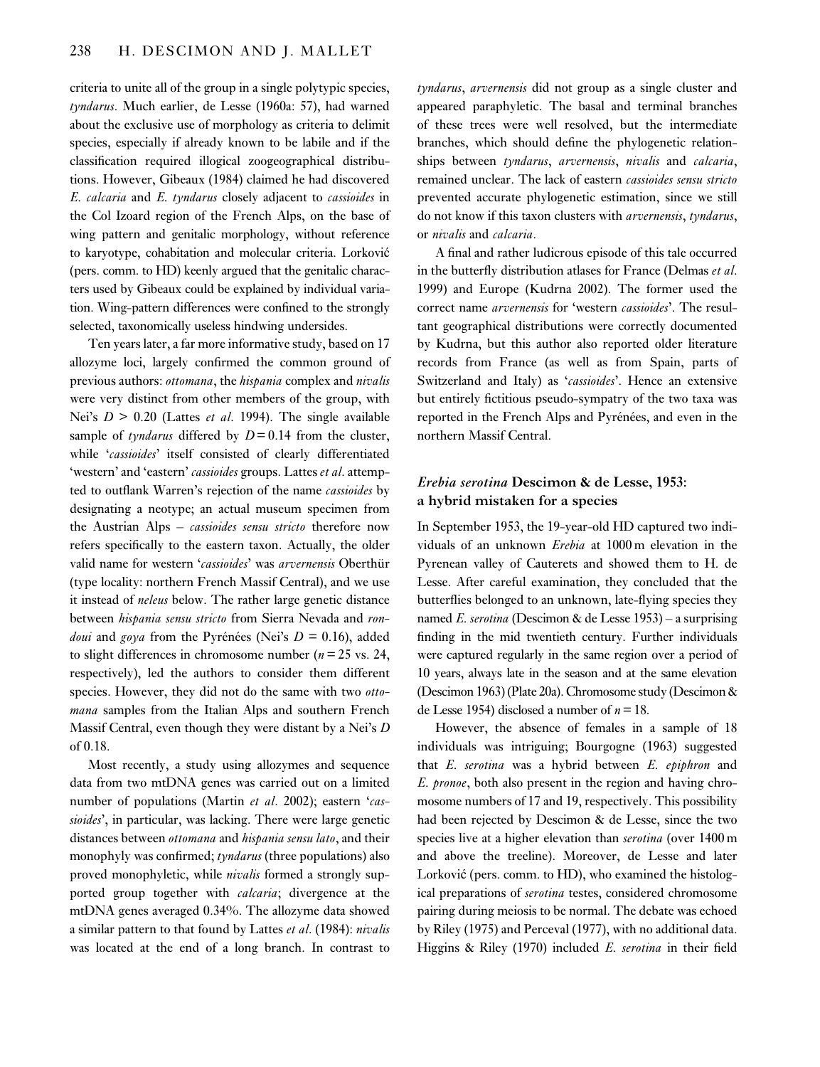criteria to unite all of the group in a single polytypic species, *tyndarus*. Much earlier, de Lesse (1960a: 57), had warned about the exclusive use of morphology as criteria to delimit species, especially if already known to be labile and if the classification required illogical zoogeographical distributions. However, Gibeaux (1984) claimed he had discovered *E. calcaria* and *E. tyndarus* closely adjacent to *cassioides* in the Col Izoard region of the French Alps, on the base of wing pattern and genitalic morphology, without reference to karyotype, cohabitation and molecular criteria. Lorković (pers. comm. to HD) keenly argued that the genitalic characters used by Gibeaux could be explained by individual variation. Wing-pattern differences were confined to the strongly selected, taxonomically useless hindwing undersides.

Ten years later, a far more informative study, based on 17 allozyme loci, largely confirmed the common ground of previous authors: *ottomana*, the *hispania* complex and *nivalis* were very distinct from other members of the group, with Nei's $D > 0.20$ (Lattes *et al.* 1994). The single available sample of *tyndarus* differed by $D = 0.14$ from the cluster, while '*cassioides*' itself consisted of clearly differentiated 'western' and 'eastern' *cassioides* groups. Lattes *et al.* attempted to outflank Warren's rejection of the name *cassioides* by designating a neotype; an actual museum specimen from the Austrian Alps – *cassioides sensu stricto* therefore now refers specifically to the eastern taxon. Actually, the older valid name for western '*cassioides*' was *arvernensis* Oberthür (type locality: northern French Massif Central), and we use it instead of *neleus* below. The rather large genetic distance between *hispania sensu stricto* from Sierra Nevada and *rondoui* and *goya* from the Pyrénées (Nei's $D = 0.16$), added to slight differences in chromosome number ($n = 25$ vs. 24, respectively), led the authors to consider them different species. However, they did not do the same with two *ottomana* samples from the Italian Alps and southern French Massif Central, even though they were distant by a Nei's $D$ of 0.18.

Most recently, a study using allozymes and sequence data from two mtDNA genes was carried out on a limited number of populations (Martin *et al.* 2002); eastern '*cassioides*', in particular, was lacking. There were large genetic distances between *ottomana* and *hispania sensu lato*, and their monophyly was confirmed; *tyndarus* (three populations) also proved monophyletic, while *nivalis* formed a strongly supported group together with *calcaria*; divergence at the mtDNA genes averaged 0.34%. The allozyme data showed a similar pattern to that found by Lattes *et al.* (1984): *nivalis* was located at the end of a long branch. In contrast to *tyndarus*, *arvernensis* did not group as a single cluster and appeared paraphyletic. The basal and terminal branches of these trees were well resolved, but the intermediate branches, which should define the phylogenetic relationships between *tyndarus*, *arvernensis*, *nivalis* and *calcaria*, remained unclear. The lack of eastern *cassioides sensu stricto* prevented accurate phylogenetic estimation, since we still do not know if this taxon clusters with *arvernensis*, *tyndarus*, or *nivalis* and *calcaria*.

A final and rather ludicrous episode of this tale occurred in the butterfly distribution atlases for France (Delmas *et al.* 1999) and Europe (Kudrna 2002). The former used the correct name *arvernensis* for 'western *cassioides*'. The resultant geographical distributions were correctly documented by Kudrna, but this author also reported older literature records from France (as well as from Spain, parts of Switzerland and Italy) as '*cassioides*'. Hence an extensive but entirely fictitious pseudo-sympatry of the two taxa was reported in the French Alps and Pyrénées, and even in the northern Massif Central.

## *Erebia serotina* Descimon & de Lesse, 1953: a hybrid mistaken for a species

In September 1953, the 19-year-old HD captured two individuals of an unknown *Erebia* at 1000 m elevation in the Pyrenean valley of Cauterets and showed them to H. de Lesse. After careful examination, they concluded that the butterflies belonged to an unknown, late-flying species they named *E. serotina* (Descimon & de Lesse 1953) – a surprising finding in the mid twentieth century. Further individuals were captured regularly in the same region over a period of 10 years, always late in the season and at the same elevation (Descimon 1963) (Plate 20a). Chromosome study (Descimon & de Lesse 1954) disclosed a number of $n = 18$.

However, the absence of females in a sample of 18 individuals was intriguing; Bourgogne (1963) suggested that *E. serotina* was a hybrid between *E. epiphron* and *E. pronoe*, both also present in the region and having chromosome numbers of 17 and 19, respectively. This possibility had been rejected by Descimon & de Lesse, since the two species live at a higher elevation than *serotina* (over 1400 m and above the treeline). Moreover, de Lesse and later Lorković (pers. comm. to HD), who examined the histological preparations of *serotina* testes, considered chromosome pairing during meiosis to be normal. The debate was echoed by Riley (1975) and Perceval (1977), with no additional data. Higgins & Riley (1970) included *E. serotina* in their field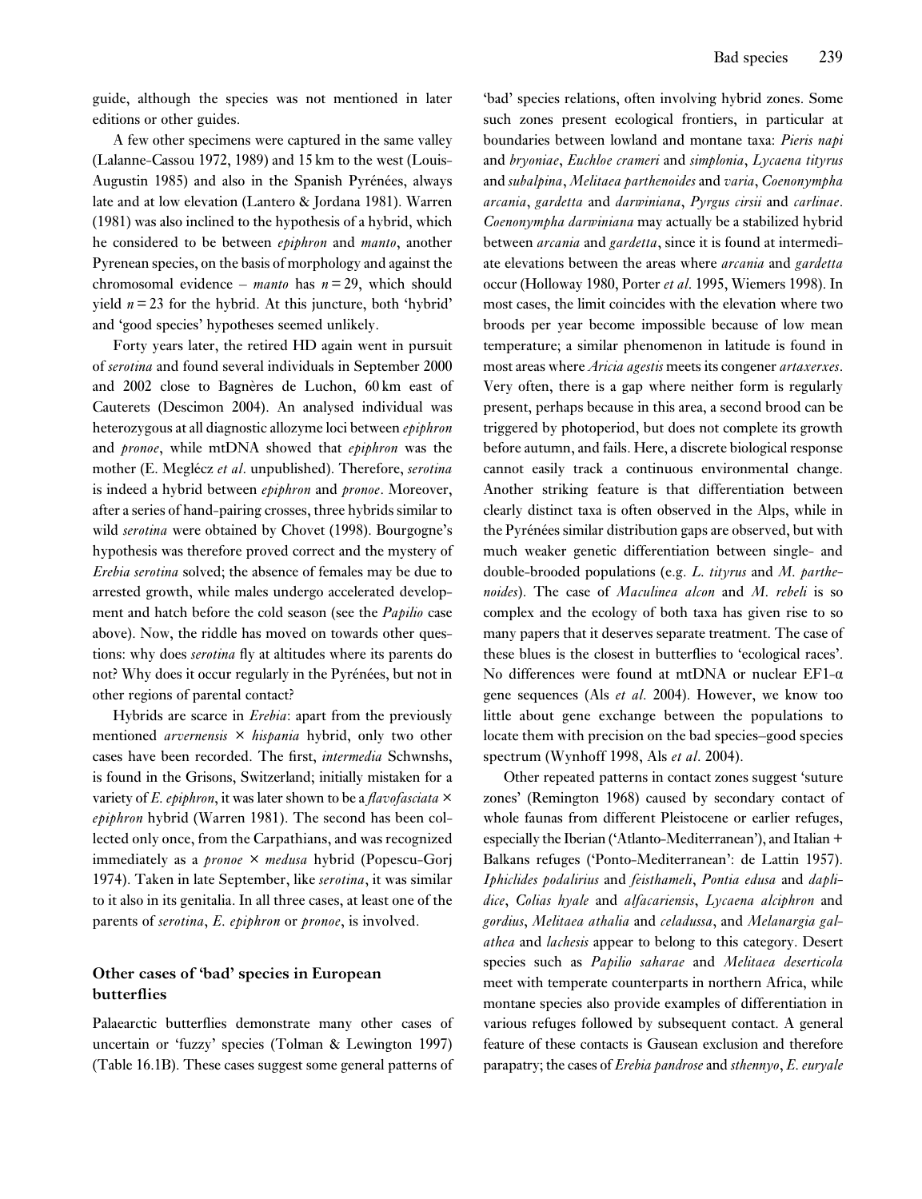guide, although the species was not mentioned in later editions or other guides.

A few other specimens were captured in the same valley (Lalanne-Cassou 1972, 1989) and 15 km to the west (Louis-Augustin 1985) and also in the Spanish Pyrénées, always late and at low elevation (Lantero & Jordana 1981). Warren (1981) was also inclined to the hypothesis of a hybrid, which he considered to be between *epiphron* and *manto*, another Pyrenean species, on the basis of morphology and against the chromosomal evidence – *manto* has $n = 29$, which should yield $n = 23$ for the hybrid. At this juncture, both 'hybrid' and 'good species' hypotheses seemed unlikely.

Forty years later, the retired HD again went in pursuit of *serotina* and found several individuals in September 2000 and 2002 close to Bagnères de Luchon, 60 km east of Cauterets (Descimon 2004). An analysed individual was heterozygous at all diagnostic allozyme loci between *epiphron* and *pronoe*, while mtDNA showed that *epiphron* was the mother (E. Meglécz *et al*. unpublished). Therefore, *serotina* is indeed a hybrid between *epiphron* and *pronoe*. Moreover, after a series of hand-pairing crosses, three hybrids similar to wild *serotina* were obtained by Chovet (1998). Bourgogne's hypothesis was therefore proved correct and the mystery of *Erebia serotina* solved; the absence of females may be due to arrested growth, while males undergo accelerated development and hatch before the cold season (see the *Papilio* case above). Now, the riddle has moved on towards other questions: why does *serotina* fly at altitudes where its parents do not? Why does it occur regularly in the Pyrénées, but not in other regions of parental contact?

Hybrids are scarce in *Erebia*: apart from the previously mentioned *arvernensis* × *hispania* hybrid, only two other cases have been recorded. The first, *intermedia* Schwnshs, is found in the Grisons, Switzerland; initially mistaken for a variety of *E. epiphron*, it was later shown to be a *flavofasciata* × *epiphron* hybrid (Warren 1981). The second has been collected only once, from the Carpathians, and was recognized immediately as a *pronoe* × *medusa* hybrid (Popescu-Gorj 1974). Taken in late September, like *serotina*, it was similar to it also in its genitalia. In all three cases, at least one of the parents of *serotina*, *E. epiphron* or *pronoe*, is involved.

## Other cases of 'bad' species in European butterflies

Palaearctic butterflies demonstrate many other cases of uncertain or 'fuzzy' species (Tolman & Lewington 1997) (Table 16.1B). These cases suggest some general patterns of 'bad' species relations, often involving hybrid zones. Some such zones present ecological frontiers, in particular at boundaries between lowland and montane taxa: *Pieris napi* and *bryoniae*, *Euchloe crameri* and *simplonia*, *Lycaena tityrus* and *subalpina*, *Melitaea parthenoides* and *varia*, *Coenonympha arcania*, *gardetta* and *darwiniana*, *Pyrgus cirsii* and *carlinae*. *Coenonympha darwiniana* may actually be a stabilized hybrid between *arcania* and *gardetta*, since it is found at intermediate elevations between the areas where *arcania* and *gardetta* occur (Holloway 1980, Porter *et al*. 1995, Wiemers 1998). In most cases, the limit coincides with the elevation where two broods per year become impossible because of low mean temperature; a similar phenomenon in latitude is found in most areas where *Aricia agestis* meets its congener *artaxerxes*. Very often, there is a gap where neither form is regularly present, perhaps because in this area, a second brood can be triggered by photoperiod, but does not complete its growth before autumn, and fails. Here, a discrete biological response cannot easily track a continuous environmental change. Another striking feature is that differentiation between clearly distinct taxa is often observed in the Alps, while in the Pyrénées similar distribution gaps are observed, but with much weaker genetic differentiation between single- and double-brooded populations (e.g. *L. tityrus* and *M. parthenoides*). The case of *Maculinea alcon* and *M. rebeli* is so complex and the ecology of both taxa has given rise to so many papers that it deserves separate treatment. The case of these blues is the closest in butterflies to 'ecological races'. No differences were found at mtDNA or nuclear EF1-α gene sequences (Als *et al*. 2004). However, we know too little about gene exchange between the populations to locate them with precision on the bad species–good species spectrum (Wynhoff 1998, Als *et al*. 2004).

Other repeated patterns in contact zones suggest 'suture zones' (Remington 1968) caused by secondary contact of whole faunas from different Pleistocene or earlier refuges, especially the Iberian ('Atlanto-Mediterranean'), and Italian + Balkans refuges ('Ponto-Mediterranean': de Lattin 1957). *Iphiclides podalirius* and *feisthameli*, *Pontia edusa* and *daplidice*, *Colias hyale* and *alfacariensis*, *Lycaena alciphron* and *gordius*, *Melitaea athalia* and *celadussa*, and *Melanargia galathea* and *lachesis* appear to belong to this category. Desert species such as *Papilio saharae* and *Melitaea deserticola* meet with temperate counterparts in northern Africa, while montane species also provide examples of differentiation in various refuges followed by subsequent contact. A general feature of these contacts is Gausean exclusion and therefore parapatry; the cases of *Erebia pandrose* and *sthennyo*, *E. euryale*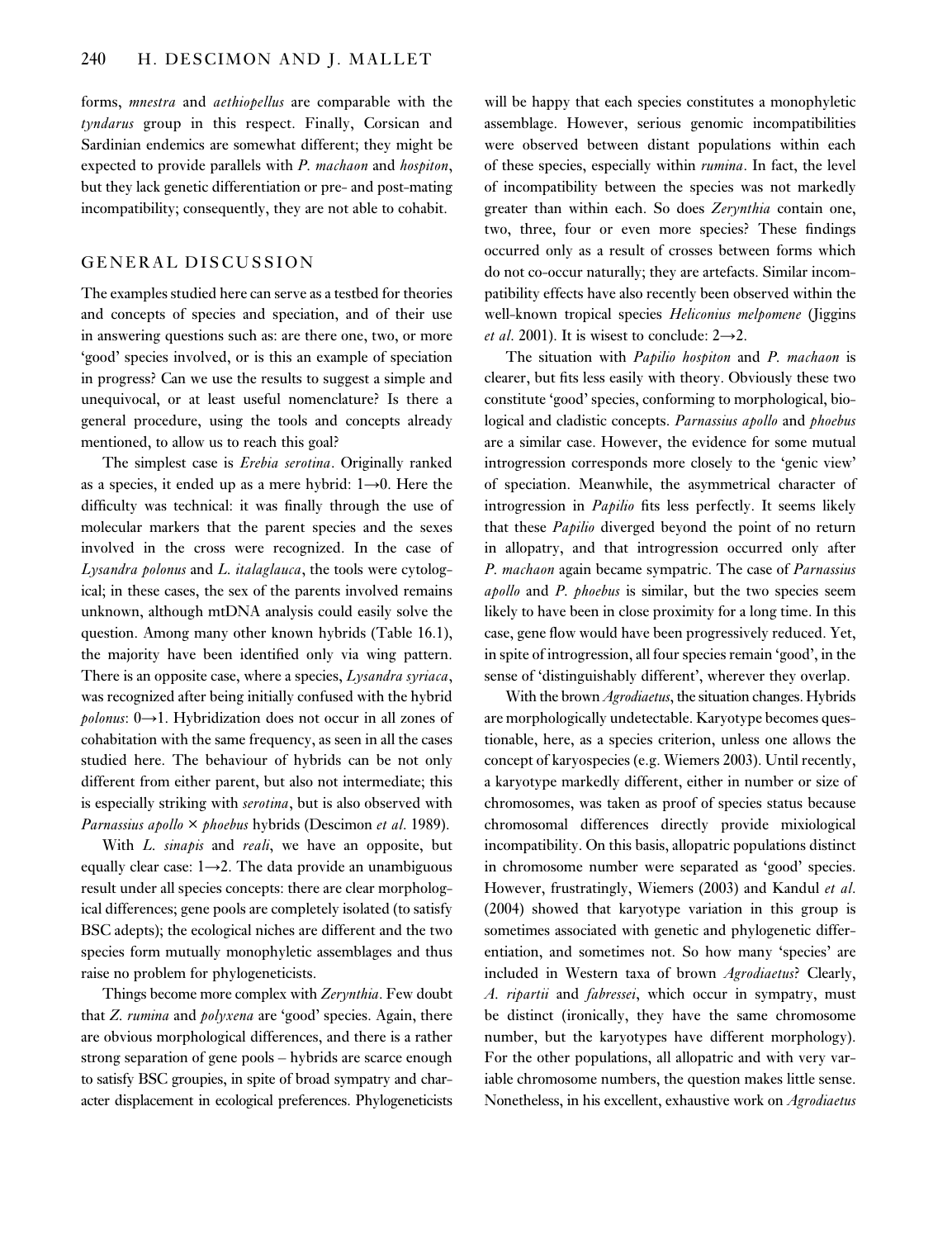forms, *mnestra* and *aethiopellus* are comparable with the *tyndarus* group in this respect. Finally, Corsican and Sardinian endemics are somewhat different; they might be expected to provide parallels with *P. machaon* and *hospiton*, but they lack genetic differentiation or pre- and post-mating incompatibility; consequently, they are not able to cohabit.

## GENERAL DISCUSSION

The examples studied here can serve as a testbed for theories and concepts of species and speciation, and of their use in answering questions such as: are there one, two, or more 'good' species involved, or is this an example of speciation in progress? Can we use the results to suggest a simple and unequivocal, or at least useful nomenclature? Is there a general procedure, using the tools and concepts already mentioned, to allow us to reach this goal?

The simplest case is *Erebia serotina*. Originally ranked as a species, it ended up as a mere hybrid: 1→0. Here the difficulty was technical: it was finally through the use of molecular markers that the parent species and the sexes involved in the cross were recognized. In the case of *Lysandra polonus* and *L. italaglauca*, the tools were cytological; in these cases, the sex of the parents involved remains unknown, although mtDNA analysis could easily solve the question. Among many other known hybrids (Table 16.1), the majority have been identified only via wing pattern. There is an opposite case, where a species, *Lysandra syriaca*, was recognized after being initially confused with the hybrid *polonus*: 0→1. Hybridization does not occur in all zones of cohabitation with the same frequency, as seen in all the cases studied here. The behaviour of hybrids can be not only different from either parent, but also not intermediate; this is especially striking with *serotina*, but is also observed with *Parnassius apollo* × *phoebus* hybrids (Descimon *et al*. 1989).

With *L. sinapis* and *reali*, we have an opposite, but equally clear case: 1→2. The data provide an unambiguous result under all species concepts: there are clear morphological differences; gene pools are completely isolated (to satisfy BSC adepts); the ecological niches are different and the two species form mutually monophyletic assemblages and thus raise no problem for phylogeneticists.

Things become more complex with *Zerynthia*. Few doubt that *Z. rumina* and *polyxena* are 'good' species. Again, there are obvious morphological differences, and there is a rather strong separation of gene pools – hybrids are scarce enough to satisfy BSC groupies, in spite of broad sympatry and character displacement in ecological preferences. Phylogeneticists will be happy that each species constitutes a monophyletic assemblage. However, serious genomic incompatibilities were observed between distant populations within each of these species, especially within *rumina*. In fact, the level of incompatibility between the species was not markedly greater than within each. So does *Zerynthia* contain one, two, three, four or even more species? These findings occurred only as a result of crosses between forms which do not co-occur naturally; they are artefacts. Similar incompatibility effects have also recently been observed within the well-known tropical species *Heliconius melpomene* (Jiggins *et al*. 2001). It is wisest to conclude: 2→2.

The situation with *Papilio hospiton* and *P. machaon* is clearer, but fits less easily with theory. Obviously these two constitute 'good' species, conforming to morphological, biological and cladistic concepts. *Parnassius apollo* and *phoebus* are a similar case. However, the evidence for some mutual introgression corresponds more closely to the 'genic view' of speciation. Meanwhile, the asymmetrical character of introgression in *Papilio* fits less perfectly. It seems likely that these *Papilio* diverged beyond the point of no return in allopatry, and that introgression occurred only after *P. machaon* again became sympatric. The case of *Parnassius apollo* and *P. phoebus* is similar, but the two species seem likely to have been in close proximity for a long time. In this case, gene flow would have been progressively reduced. Yet, in spite of introgression, all four species remain 'good', in the sense of 'distinguishably different', wherever they overlap.

With the brown *Agrodiaetus*, the situation changes. Hybrids are morphologically undetectable. Karyotype becomes questionable, here, as a species criterion, unless one allows the concept of karyospecies (e.g. Wiemers 2003). Until recently, a karyotype markedly different, either in number or size of chromosomes, was taken as proof of species status because chromosomal differences directly provide mixiological incompatibility. On this basis, allopatric populations distinct in chromosome number were separated as 'good' species. However, frustratingly, Wiemers (2003) and Kandul *et al*. (2004) showed that karyotype variation in this group is sometimes associated with genetic and phylogenetic differentiation, and sometimes not. So how many 'species' are included in Western taxa of brown *Agrodiaetus*? Clearly, *A. ripartii* and *fabressei*, which occur in sympatry, must be distinct (ironically, they have the same chromosome number, but the karyotypes have different morphology). For the other populations, all allopatric and with very variable chromosome numbers, the question makes little sense. Nonetheless, in his excellent, exhaustive work on *Agrodiaetus*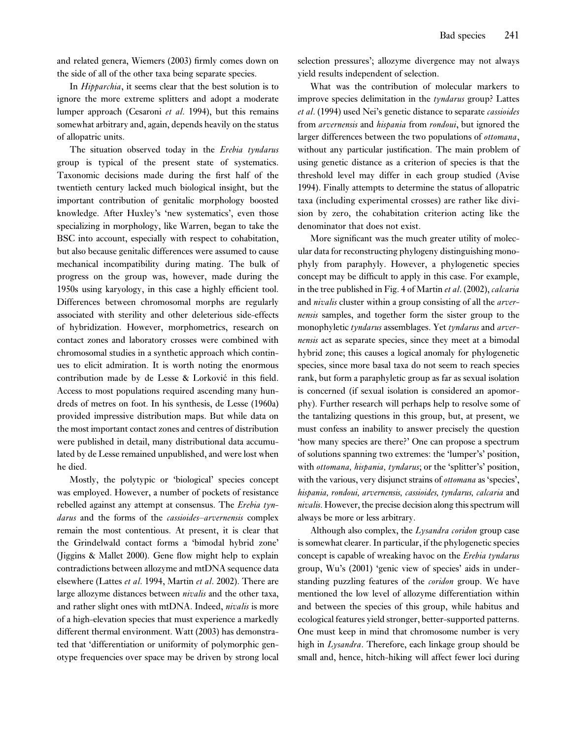and related genera, Wiemers (2003) firmly comes down on the side of all of the other taxa being separate species.

In *Hipparchia*, it seems clear that the best solution is to ignore the more extreme splitters and adopt a moderate lumper approach (Cesaroni *et al.* 1994), but this remains somewhat arbitrary and, again, depends heavily on the status of allopatric units.

The situation observed today in the *Erebia tyndarus* group is typical of the present state of systematics. Taxonomic decisions made during the first half of the twentieth century lacked much biological insight, but the important contribution of genitalic morphology boosted knowledge. After Huxley's 'new systematics', even those specializing in morphology, like Warren, began to take the BSC into account, especially with respect to cohabitation, but also because genitalic differences were assumed to cause mechanical incompatibility during mating. The bulk of progress on the group was, however, made during the 1950s using karyology, in this case a highly efficient tool. Differences between chromosomal morphs are regularly associated with sterility and other deleterious side-effects of hybridization. However, morphometrics, research on contact zones and laboratory crosses were combined with chromosomal studies in a synthetic approach which continues to elicit admiration. It is worth noting the enormous contribution made by de Lesse & Lorković in this field. Access to most populations required ascending many hundreds of metres on foot. In his synthesis, de Lesse (1960a) provided impressive distribution maps. But while data on the most important contact zones and centres of distribution were published in detail, many distributional data accumulated by de Lesse remained unpublished, and were lost when he died.

Mostly, the polytypic or 'biological' species concept was employed. However, a number of pockets of resistance rebelled against any attempt at consensus. The *Erebia tyndarus* and the forms of the *cassioides–arvernensis* complex remain the most contentious. At present, it is clear that the Grindelwald contact forms a 'bimodal hybrid zone' (Jiggins & Mallet 2000). Gene flow might help to explain contradictions between allozyme and mtDNA sequence data elsewhere (Lattes *et al.* 1994, Martin *et al.* 2002). There are large allozyme distances between *nivalis* and the other taxa, and rather slight ones with mtDNA. Indeed, *nivalis* is more of a high-elevation species that must experience a markedly different thermal environment. Watt (2003) has demonstrated that 'differentiation or uniformity of polymorphic genotype frequencies over space may be driven by strong local selection pressures'; allozyme divergence may not always yield results independent of selection.

What was the contribution of molecular markers to improve species delimitation in the *tyndarus* group? Lattes *et al.* (1994) used Nei's genetic distance to separate *cassioides* from *arvernensis* and *hispania* from *rondoui*, but ignored the larger differences between the two populations of *ottomana*, without any particular justification. The main problem of using genetic distance as a criterion of species is that the threshold level may differ in each group studied (Avise 1994). Finally attempts to determine the status of allopatric taxa (including experimental crosses) are rather like division by zero, the cohabitation criterion acting like the denominator that does not exist.

More significant was the much greater utility of molecular data for reconstructing phylogeny distinguishing monophyly from paraphyly. However, a phylogenetic species concept may be difficult to apply in this case. For example, in the tree published in Fig. 4 of Martin *et al.* (2002), *calcaria* and *nivalis* cluster within a group consisting of all the *arvernensis* samples, and together form the sister group to the monophyletic *tyndarus* assemblages. Yet *tyndarus* and *arvernensis* act as separate species, since they meet at a bimodal hybrid zone; this causes a logical anomaly for phylogenetic species, since more basal taxa do not seem to reach species rank, but form a paraphyletic group as far as sexual isolation is concerned (if sexual isolation is considered an apomorphy). Further research will perhaps help to resolve some of the tantalizing questions in this group, but, at present, we must confess an inability to answer precisely the question 'how many species are there?' One can propose a spectrum of solutions spanning two extremes: the 'lumper's' position, with *ottomana, hispania, tyndarus*; or the 'splitter's' position, with the various, very disjunct strains of *ottomana* as 'species', *hispania, rondoui, arvernensis, cassioides, tyndarus, calcaria* and *nivalis*. However, the precise decision along this spectrum will always be more or less arbitrary.

Although also complex, the *Lysandra coridon* group case is somewhat clearer. In particular, if the phylogenetic species concept is capable of wreaking havoc on the *Erebia tyndarus* group, Wu's (2001) 'genic view of species' aids in understanding puzzling features of the *coridon* group. We have mentioned the low level of allozyme differentiation within and between the species of this group, while habitus and ecological features yield stronger, better-supported patterns. One must keep in mind that chromosome number is very high in *Lysandra*. Therefore, each linkage group should be small and, hence, hitch-hiking will affect fewer loci during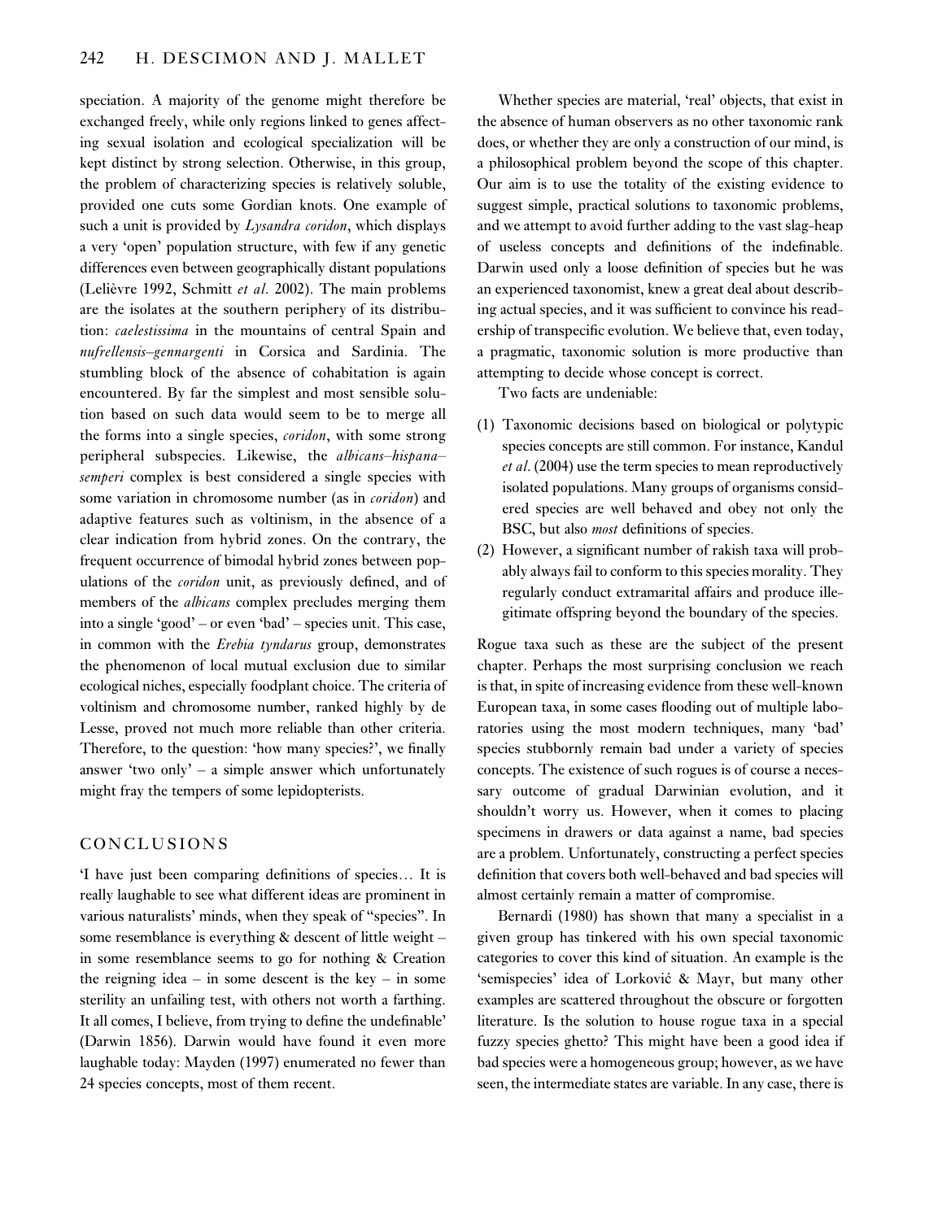speciation. A majority of the genome might therefore be exchanged freely, while only regions linked to genes affecting sexual isolation and ecological specialization will be kept distinct by strong selection. Otherwise, in this group, the problem of characterizing species is relatively soluble, provided one cuts some Gordian knots. One example of such a unit is provided by *Lysandra coridon*, which displays a very 'open' population structure, with few if any genetic differences even between geographically distant populations (Lelièvre 1992, Schmitt *et al*. 2002). The main problems are the isolates at the southern periphery of its distribution: *caelestissima* in the mountains of central Spain and *nufrellensis–gennargenti* in Corsica and Sardinia. The stumbling block of the absence of cohabitation is again encountered. By far the simplest and most sensible solution based on such data would seem to be to merge all the forms into a single species, *coridon*, with some strong peripheral subspecies. Likewise, the *albicans–hispana–semperi* complex is best considered a single species with some variation in chromosome number (as in *coridon*) and adaptive features such as voltinism, in the absence of a clear indication from hybrid zones. On the contrary, the frequent occurrence of bimodal hybrid zones between populations of the *coridon* unit, as previously defined, and of members of the *albicans* complex precludes merging them into a single 'good' – or even 'bad' – species unit. This case, in common with the *Erebia tyndarus* group, demonstrates the phenomenon of local mutual exclusion due to similar ecological niches, especially foodplant choice. The criteria of voltinism and chromosome number, ranked highly by de Lesse, proved not much more reliable than other criteria. Therefore, to the question: 'how many species?', we finally answer 'two only' – a simple answer which unfortunately might fray the tempers of some lepidopterists.

## CONCLUSIONS

'I have just been comparing definitions of species… It is really laughable to see what different ideas are prominent in various naturalists' minds, when they speak of "species". In some resemblance is everything & descent of little weight – in some resemblance seems to go for nothing & Creation the reigning idea – in some descent is the key – in some sterility an unfailing test, with others not worth a farthing. It all comes, I believe, from trying to define the undefinable' (Darwin 1856). Darwin would have found it even more laughable today: Mayden (1997) enumerated no fewer than 24 species concepts, most of them recent.

Whether species are material, 'real' objects, that exist in the absence of human observers as no other taxonomic rank does, or whether they are only a construction of our mind, is a philosophical problem beyond the scope of this chapter. Our aim is to use the totality of the existing evidence to suggest simple, practical solutions to taxonomic problems, and we attempt to avoid further adding to the vast slag-heap of useless concepts and definitions of the indefinable. Darwin used only a loose definition of species but he was an experienced taxonomist, knew a great deal about describing actual species, and it was sufficient to convince his readership of transpecific evolution. We believe that, even today, a pragmatic, taxonomic solution is more productive than attempting to decide whose concept is correct.

Two facts are undeniable:

(1) Taxonomic decisions based on biological or polytypic species concepts are still common. For instance, Kandul *et al*. (2004) use the term species to mean reproductively isolated populations. Many groups of organisms considered species are well behaved and obey not only the BSC, but also *most* definitions of species.
(2) However, a significant number of rakish taxa will probably always fail to conform to this species morality. They regularly conduct extramarital affairs and produce illegitimate offspring beyond the boundary of the species.

Rogue taxa such as these are the subject of the present chapter. Perhaps the most surprising conclusion we reach is that, in spite of increasing evidence from these well-known European taxa, in some cases flooding out of multiple laboratories using the most modern techniques, many 'bad' species stubbornly remain bad under a variety of species concepts. The existence of such rogues is of course a necessary outcome of gradual Darwinian evolution, and it shouldn't worry us. However, when it comes to placing specimens in drawers or data against a name, bad species are a problem. Unfortunately, constructing a perfect species definition that covers both well-behaved and bad species will almost certainly remain a matter of compromise.

Bernardi (1980) has shown that many a specialist in a given group has tinkered with his own special taxonomic categories to cover this kind of situation. An example is the 'semispecies' idea of Lorković & Mayr, but many other examples are scattered throughout the obscure or forgotten literature. Is the solution to house rogue taxa in a special fuzzy species ghetto? This might have been a good idea if bad species were a homogeneous group; however, as we have seen, the intermediate states are variable. In any case, there is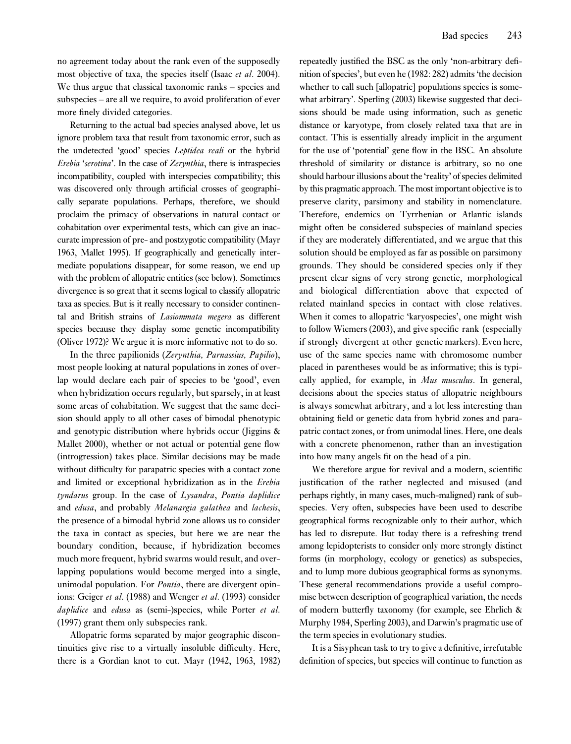no agreement today about the rank even of the supposedly most objective of taxa, the species itself (Isaac *et al*. 2004). We thus argue that classical taxonomic ranks – species and subspecies – are all we require, to avoid proliferation of ever more finely divided categories.

Returning to the actual bad species analysed above, let us ignore problem taxa that result from taxonomic error, such as the undetected 'good' species *Leptidea reali* or the hybrid *Erebia* '*serotina*'. In the case of *Zerynthia*, there is intraspecies incompatibility, coupled with interspecies compatibility; this was discovered only through artificial crosses of geographically separate populations. Perhaps, therefore, we should proclaim the primacy of observations in natural contact or cohabitation over experimental tests, which can give an inaccurate impression of pre- and postzygotic compatibility (Mayr 1963, Mallet 1995). If geographically and genetically intermediate populations disappear, for some reason, we end up with the problem of allopatric entities (see below). Sometimes divergence is so great that it seems logical to classify allopatric taxa as species. But is it really necessary to consider continental and British strains of *Lasiommata megera* as different species because they display some genetic incompatibility (Oliver 1972)? We argue it is more informative not to do so.

In the three papilionids (*Zerynthia, Parnassius, Papilio*), most people looking at natural populations in zones of overlap would declare each pair of species to be 'good', even when hybridization occurs regularly, but sparsely, in at least some areas of cohabitation. We suggest that the same decision should apply to all other cases of bimodal phenotypic and genotypic distribution where hybrids occur (Jiggins & Mallet 2000), whether or not actual or potential gene flow (introgression) takes place. Similar decisions may be made without difficulty for parapatric species with a contact zone and limited or exceptional hybridization as in the *Erebia tyndarus* group. In the case of *Lysandra*, *Pontia daplidice* and *edusa*, and probably *Melanargia galathea* and *lachesis*, the presence of a bimodal hybrid zone allows us to consider the taxa in contact as species, but here we are near the boundary condition, because, if hybridization becomes much more frequent, hybrid swarms would result, and overlapping populations would become merged into a single, unimodal population. For *Pontia*, there are divergent opinions: Geiger *et al*. (1988) and Wenger *et al*. (1993) consider *daplidice* and *edusa* as (semi-)species, while Porter *et al*. (1997) grant them only subspecies rank.

Allopatric forms separated by major geographic discontinuities give rise to a virtually insoluble difficulty. Here, there is a Gordian knot to cut. Mayr (1942, 1963, 1982) repeatedly justified the BSC as the only 'non-arbitrary definition of species', but even he (1982: 282) admits 'the decision whether to call such [allopatric] populations species is somewhat arbitrary'. Sperling (2003) likewise suggested that decisions should be made using information, such as genetic distance or karyotype, from closely related taxa that are in contact. This is essentially already implicit in the argument for the use of 'potential' gene flow in the BSC. An absolute threshold of similarity or distance is arbitrary, so no one should harbour illusions about the 'reality' of species delimited by this pragmatic approach. The most important objective is to preserve clarity, parsimony and stability in nomenclature. Therefore, endemics on Tyrrhenian or Atlantic islands might often be considered subspecies of mainland species if they are moderately differentiated, and we argue that this solution should be employed as far as possible on parsimony grounds. They should be considered species only if they present clear signs of very strong genetic, morphological and biological differentiation above that expected of related mainland species in contact with close relatives. When it comes to allopatric 'karyospecies', one might wish to follow Wiemers (2003), and give specific rank (especially if strongly divergent at other genetic markers). Even here, use of the same species name with chromosome number placed in parentheses would be as informative; this is typically applied, for example, in *Mus musculus*. In general, decisions about the species status of allopatric neighbours is always somewhat arbitrary, and a lot less interesting than obtaining field or genetic data from hybrid zones and parapatric contact zones, or from unimodal lines. Here, one deals with a concrete phenomenon, rather than an investigation into how many angels fit on the head of a pin.

We therefore argue for revival and a modern, scientific justification of the rather neglected and misused (and perhaps rightly, in many cases, much-maligned) rank of subspecies. Very often, subspecies have been used to describe geographical forms recognizable only to their author, which has led to disrepute. But today there is a refreshing trend among lepidopterists to consider only more strongly distinct forms (in morphology, ecology or genetics) as subspecies, and to lump more dubious geographical forms as synonyms. These general recommendations provide a useful compromise between description of geographical variation, the needs of modern butterfly taxonomy (for example, see Ehrlich & Murphy 1984, Sperling 2003), and Darwin's pragmatic use of the term species in evolutionary studies.

It is a Sisyphean task to try to give a definitive, irrefutable definition of species, but species will continue to function as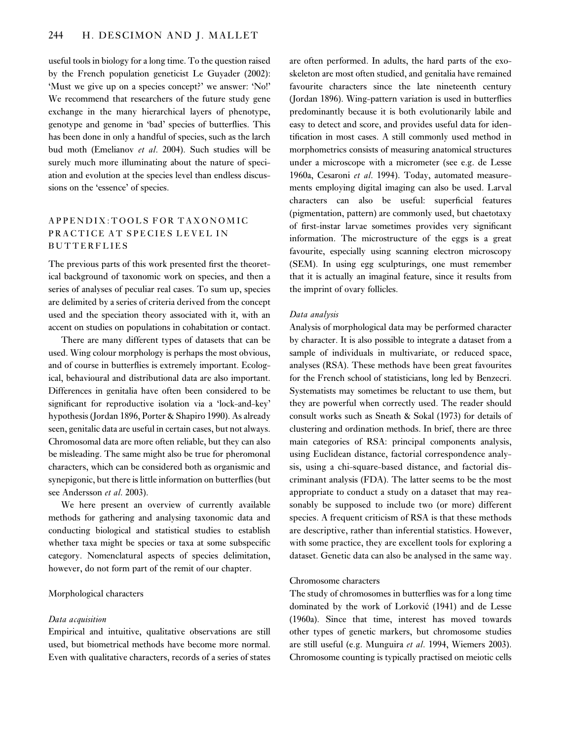useful tools in biology for a long time. To the question raised by the French population geneticist Le Guyader (2002): 'Must we give up on a species concept?' we answer: 'No!' We recommend that researchers of the future study gene exchange in the many hierarchical layers of phenotype, genotype and genome in 'bad' species of butterflies. This has been done in only a handful of species, such as the larch bud moth (Emelianov *et al*. 2004). Such studies will be surely much more illuminating about the nature of speciation and evolution at the species level than endless discussions on the 'essence' of species.

## APPENDIX: TOOLS FOR TAXONOMIC PRACTICE AT SPECIES LEVEL IN BUTTERFLIES

The previous parts of this work presented first the theoretical background of taxonomic work on species, and then a series of analyses of peculiar real cases. To sum up, species are delimited by a series of criteria derived from the concept used and the speciation theory associated with it, with an accent on studies on populations in cohabitation or contact.

There are many different types of datasets that can be used. Wing colour morphology is perhaps the most obvious, and of course in butterflies is extremely important. Ecological, behavioural and distributional data are also important. Differences in genitalia have often been considered to be significant for reproductive isolation via a 'lock-and-key' hypothesis (Jordan 1896, Porter & Shapiro 1990). As already seen, genitalic data are useful in certain cases, but not always. Chromosomal data are more often reliable, but they can also be misleading. The same might also be true for pheromonal characters, which can be considered both as organismic and synepigonic, but there is little information on butterflies (but see Andersson *et al*. 2003).

We here present an overview of currently available methods for gathering and analysing taxonomic data and conducting biological and statistical studies to establish whether taxa might be species or taxa at some subspecific category. Nomenclatural aspects of species delimitation, however, do not form part of the remit of our chapter.

### Morphological characters

#### *Data acquisition*

Empirical and intuitive, qualitative observations are still used, but biometrical methods have become more normal. Even with qualitative characters, records of a series of states are often performed. In adults, the hard parts of the exoskeleton are most often studied, and genitalia have remained favourite characters since the late nineteenth century (Jordan 1896). Wing-pattern variation is used in butterflies predominantly because it is both evolutionarily labile and easy to detect and score, and provides useful data for identification in most cases. A still commonly used method in morphometrics consists of measuring anatomical structures under a microscope with a micrometer (see e.g. de Lesse 1960a, Cesaroni *et al*. 1994). Today, automated measurements employing digital imaging can also be used. Larval characters can also be useful: superficial features (pigmentation, pattern) are commonly used, but chaetotaxy of first-instar larvae sometimes provides very significant information. The microstructure of the eggs is a great favourite, especially using scanning electron microscopy (SEM). In using egg sculpturings, one must remember that it is actually an imaginal feature, since it results from the imprint of ovary follicles.

#### *Data analysis*

Analysis of morphological data may be performed character by character. It is also possible to integrate a dataset from a sample of individuals in multivariate, or reduced space, analyses (RSA). These methods have been great favourites for the French school of statisticians, long led by Benzecri. Systematists may sometimes be reluctant to use them, but they are powerful when correctly used. The reader should consult works such as Sneath & Sokal (1973) for details of clustering and ordination methods. In brief, there are three main categories of RSA: principal components analysis, using Euclidean distance, factorial correspondence analysis, using a chi-square-based distance, and factorial discriminant analysis (FDA). The latter seems to be the most appropriate to conduct a study on a dataset that may reasonably be supposed to include two (or more) different species. A frequent criticism of RSA is that these methods are descriptive, rather than inferential statistics. However, with some practice, they are excellent tools for exploring a dataset. Genetic data can also be analysed in the same way.

### Chromosome characters

The study of chromosomes in butterflies was for a long time dominated by the work of Lorković (1941) and de Lesse (1960a). Since that time, interest has moved towards other types of genetic markers, but chromosome studies are still useful (e.g. Munguira *et al*. 1994, Wiemers 2003). Chromosome counting is typically practised on meiotic cells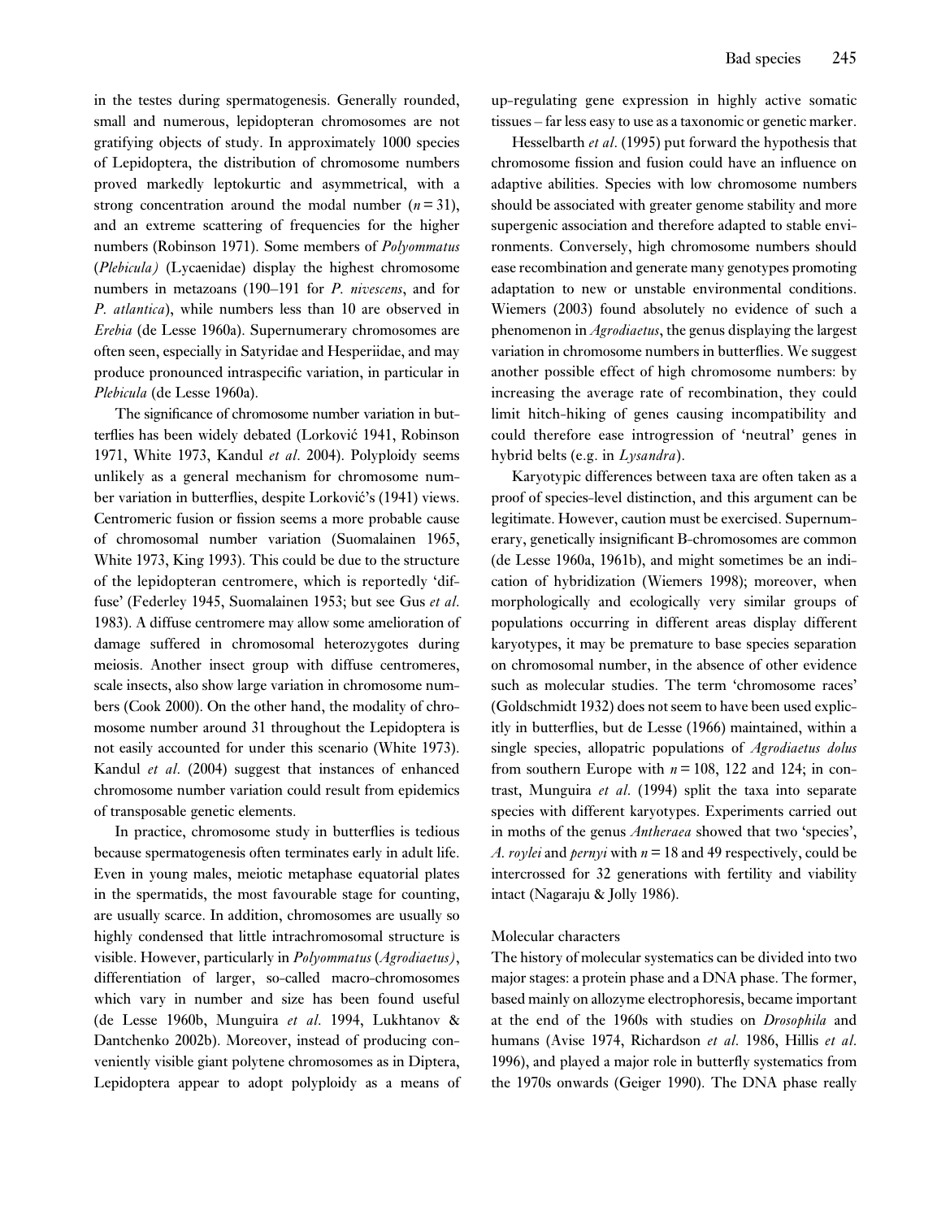in the testes during spermatogenesis. Generally rounded, small and numerous, lepidopteran chromosomes are not gratifying objects of study. In approximately 1000 species of Lepidoptera, the distribution of chromosome numbers proved markedly leptokurtic and asymmetrical, with a strong concentration around the modal number ($n = 31$), and an extreme scattering of frequencies for the higher numbers (Robinson 1971). Some members of *Polyommatus* (*Plebicula)* (Lycaenidae) display the highest chromosome numbers in metazoans (190–191 for *P. nivescens*, and for *P. atlantica*), while numbers less than 10 are observed in *Erebia* (de Lesse 1960a). Supernumerary chromosomes are often seen, especially in Satyridae and Hesperiidae, and may produce pronounced intraspecific variation, in particular in *Plebicula* (de Lesse 1960a).

The significance of chromosome number variation in butterflies has been widely debated (Lorković 1941, Robinson 1971, White 1973, Kandul *et al*. 2004). Polyploidy seems unlikely as a general mechanism for chromosome number variation in butterflies, despite Lorković's (1941) views. Centromeric fusion or fission seems a more probable cause of chromosomal number variation (Suomalainen 1965, White 1973, King 1993). This could be due to the structure of the lepidopteran centromere, which is reportedly 'diffuse' (Federley 1945, Suomalainen 1953; but see Gus *et al*. 1983). A diffuse centromere may allow some amelioration of damage suffered in chromosomal heterozygotes during meiosis. Another insect group with diffuse centromeres, scale insects, also show large variation in chromosome numbers (Cook 2000). On the other hand, the modality of chromosome number around 31 throughout the Lepidoptera is not easily accounted for under this scenario (White 1973). Kandul *et al*. (2004) suggest that instances of enhanced chromosome number variation could result from epidemics of transposable genetic elements.

In practice, chromosome study in butterflies is tedious because spermatogenesis often terminates early in adult life. Even in young males, meiotic metaphase equatorial plates in the spermatids, the most favourable stage for counting, are usually scarce. In addition, chromosomes are usually so highly condensed that little intrachromosomal structure is visible. However, particularly in *Polyommatus* (*Agrodiaetus)*, differentiation of larger, so-called macro-chromosomes which vary in number and size has been found useful (de Lesse 1960b, Munguira *et al*. 1994, Lukhtanov & Dantchenko 2002b). Moreover, instead of producing conveniently visible giant polytene chromosomes as in Diptera, Lepidoptera appear to adopt polyploidy as a means of up-regulating gene expression in highly active somatic tissues – far less easy to use as a taxonomic or genetic marker.

Hesselbarth *et al*. (1995) put forward the hypothesis that chromosome fission and fusion could have an influence on adaptive abilities. Species with low chromosome numbers should be associated with greater genome stability and more supergenic association and therefore adapted to stable environments. Conversely, high chromosome numbers should ease recombination and generate many genotypes promoting adaptation to new or unstable environmental conditions. Wiemers (2003) found absolutely no evidence of such a phenomenon in *Agrodiaetus*, the genus displaying the largest variation in chromosome numbers in butterflies. We suggest another possible effect of high chromosome numbers: by increasing the average rate of recombination, they could limit hitch-hiking of genes causing incompatibility and could therefore ease introgression of 'neutral' genes in hybrid belts (e.g. in *Lysandra*).

Karyotypic differences between taxa are often taken as a proof of species-level distinction, and this argument can be legitimate. However, caution must be exercised. Supernumerary, genetically insignificant B-chromosomes are common (de Lesse 1960a, 1961b), and might sometimes be an indication of hybridization (Wiemers 1998); moreover, when morphologically and ecologically very similar groups of populations occurring in different areas display different karyotypes, it may be premature to base species separation on chromosomal number, in the absence of other evidence such as molecular studies. The term 'chromosome races' (Goldschmidt 1932) does not seem to have been used explicitly in butterflies, but de Lesse (1966) maintained, within a single species, allopatric populations of *Agrodiaetus dolus* from southern Europe with $n = 108$, 122 and 124; in contrast, Munguira *et al*. (1994) split the taxa into separate species with different karyotypes. Experiments carried out in moths of the genus *Antheraea* showed that two 'species', *A. roylei* and *pernyi* with $n = 18$ and 49 respectively, could be intercrossed for 32 generations with fertility and viability intact (Nagaraju & Jolly 1986).

### Molecular characters

The history of molecular systematics can be divided into two major stages: a protein phase and a DNA phase. The former, based mainly on allozyme electrophoresis, became important at the end of the 1960s with studies on *Drosophila* and humans (Avise 1974, Richardson *et al*. 1986, Hillis *et al*. 1996), and played a major role in butterfly systematics from the 1970s onwards (Geiger 1990). The DNA phase really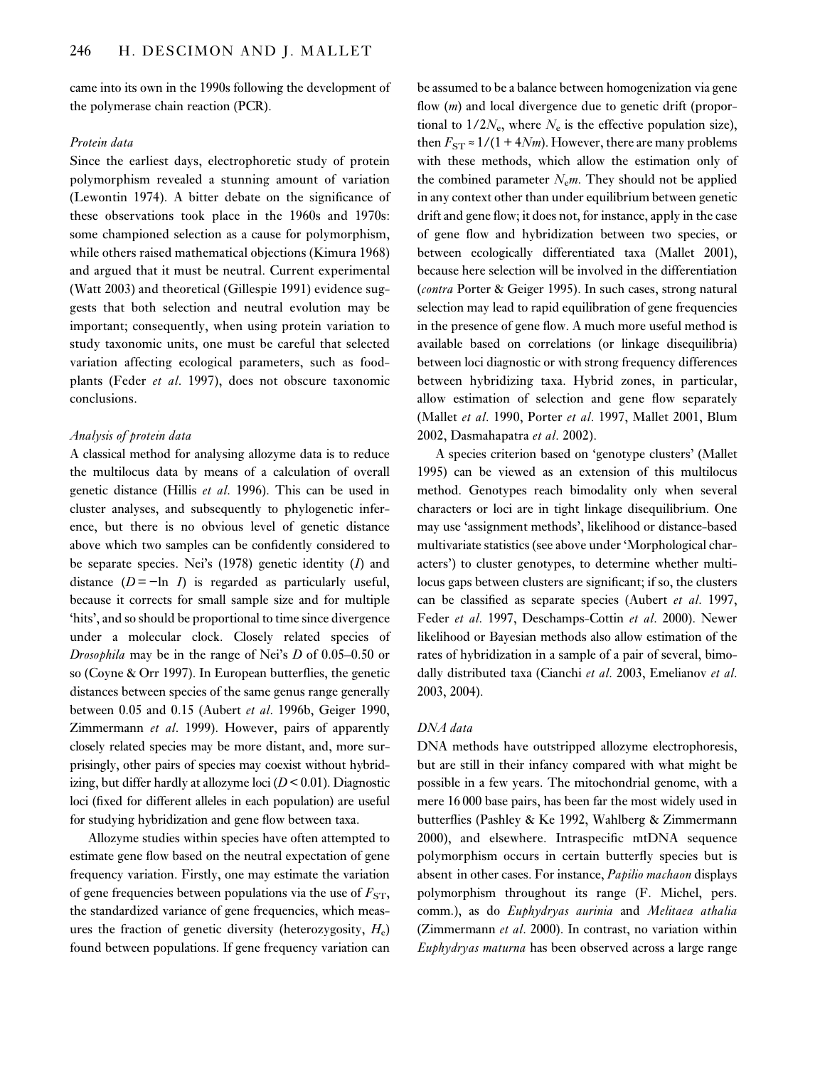came into its own in the 1990s following the development of the polymerase chain reaction (PCR).

### *Protein data*

Since the earliest days, electrophoretic study of protein polymorphism revealed a stunning amount of variation (Lewontin 1974). A bitter debate on the significance of these observations took place in the 1960s and 1970s: some championed selection as a cause for polymorphism, while others raised mathematical objections (Kimura 1968) and argued that it must be neutral. Current experimental (Watt 2003) and theoretical (Gillespie 1991) evidence suggests that both selection and neutral evolution may be important; consequently, when using protein variation to study taxonomic units, one must be careful that selected variation affecting ecological parameters, such as foodplants (Feder *et al*. 1997), does not obscure taxonomic conclusions.

### *Analysis of protein data*

A classical method for analysing allozyme data is to reduce the multilocus data by means of a calculation of overall genetic distance (Hillis *et al*. 1996). This can be used in cluster analyses, and subsequently to phylogenetic inference, but there is no obvious level of genetic distance above which two samples can be confidently considered to be separate species. Nei's (1978) genetic identity ($I$) and distance ($D = -\ln I$) is regarded as particularly useful, because it corrects for small sample size and for multiple 'hits', and so should be proportional to time since divergence under a molecular clock. Closely related species of *Drosophila* may be in the range of Nei's $D$ of 0.05–0.50 or so (Coyne & Orr 1997). In European butterflies, the genetic distances between species of the same genus range generally between 0.05 and 0.15 (Aubert *et al*. 1996b, Geiger 1990, Zimmermann *et al*. 1999). However, pairs of apparently closely related species may be more distant, and, more surprisingly, other pairs of species may coexist without hybridizing, but differ hardly at allozyme loci ($D < 0.01$). Diagnostic loci (fixed for different alleles in each population) are useful for studying hybridization and gene flow between taxa.

Allozyme studies within species have often attempted to estimate gene flow based on the neutral expectation of gene frequency variation. Firstly, one may estimate the variation of gene frequencies between populations via the use of $F_{ST}$, the standardized variance of gene frequencies, which measures the fraction of genetic diversity (heterozygosity, $H_e$) found between populations. If gene frequency variation can be assumed to be a balance between homogenization via gene flow ($m$) and local divergence due to genetic drift (proportional to $1/2N_e$, where $N_e$ is the effective population size), then $F_{ST} \approx 1/(1 + 4Nm)$. However, there are many problems with these methods, which allow the estimation only of the combined parameter $N_e m$. They should not be applied in any context other than under equilibrium between genetic drift and gene flow; it does not, for instance, apply in the case of gene flow and hybridization between two species, or between ecologically differentiated taxa (Mallet 2001), because here selection will be involved in the differentiation (*contra* Porter & Geiger 1995). In such cases, strong natural selection may lead to rapid equilibration of gene frequencies in the presence of gene flow. A much more useful method is available based on correlations (or linkage disequilibria) between loci diagnostic or with strong frequency differences between hybridizing taxa. Hybrid zones, in particular, allow estimation of selection and gene flow separately (Mallet *et al*. 1990, Porter *et al*. 1997, Mallet 2001, Blum 2002, Dasmahapatra *et al*. 2002).

A species criterion based on 'genotype clusters' (Mallet 1995) can be viewed as an extension of this multilocus method. Genotypes reach bimodality only when several characters or loci are in tight linkage disequilibrium. One may use 'assignment methods', likelihood or distance-based multivariate statistics (see above under 'Morphological characters') to cluster genotypes, to determine whether multilocus gaps between clusters are significant; if so, the clusters can be classified as separate species (Aubert *et al*. 1997, Feder *et al*. 1997, Deschamps-Cottin *et al*. 2000). Newer likelihood or Bayesian methods also allow estimation of the rates of hybridization in a sample of a pair of several, bimodally distributed taxa (Cianchi *et al*. 2003, Emelianov *et al*. 2003, 2004).

### *DNA data*

DNA methods have outstripped allozyme electrophoresis, but are still in their infancy compared with what might be possible in a few years. The mitochondrial genome, with a mere 16 000 base pairs, has been far the most widely used in butterflies (Pashley & Ke 1992, Wahlberg & Zimmermann 2000), and elsewhere. Intraspecific mtDNA sequence polymorphism occurs in certain butterfly species but is absent in other cases. For instance, *Papilio machaon* displays polymorphism throughout its range (F. Michel, pers. comm.), as do *Euphydryas aurinia* and *Melitaea athalia* (Zimmermann *et al*. 2000). In contrast, no variation within *Euphydryas maturna* has been observed across a large range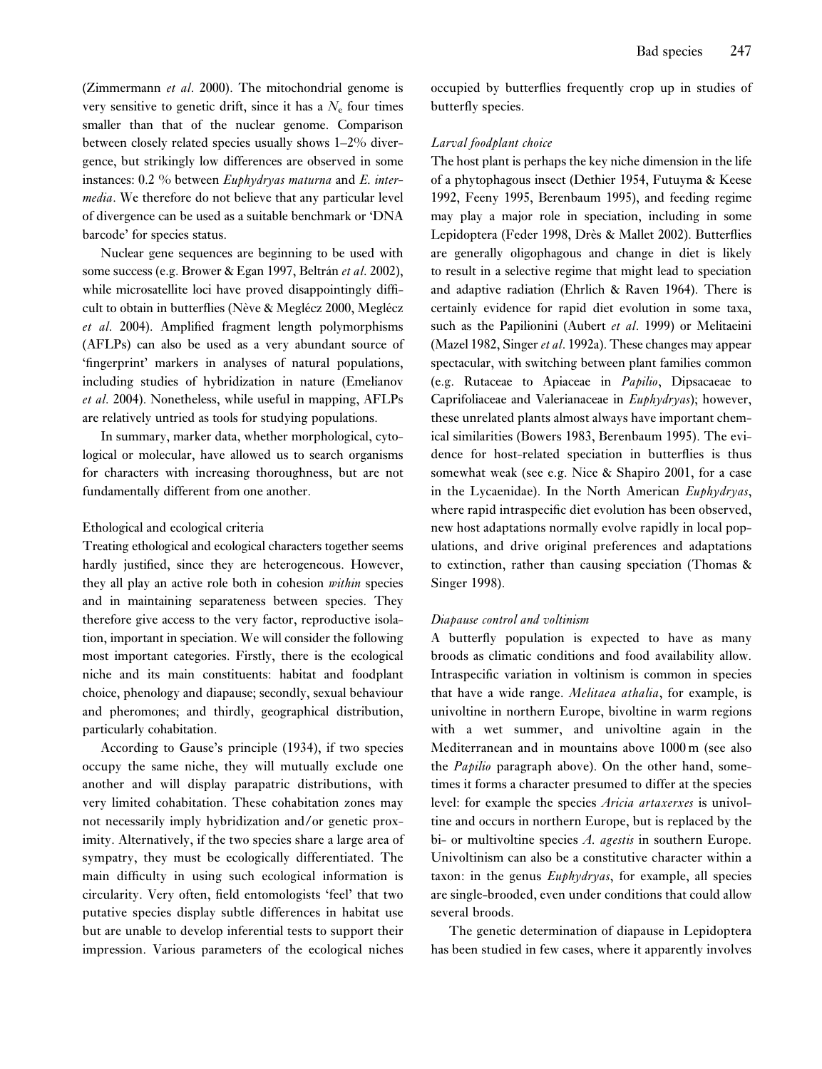(Zimmermann *et al*. 2000). The mitochondrial genome is very sensitive to genetic drift, since it has a $N_e$ four times smaller than that of the nuclear genome. Comparison between closely related species usually shows 1–2% divergence, but strikingly low differences are observed in some instances: 0.2 % between *Euphydryas maturna* and *E. intermedia*. We therefore do not believe that any particular level of divergence can be used as a suitable benchmark or 'DNA barcode' for species status.

Nuclear gene sequences are beginning to be used with some success (e.g. Brower & Egan 1997, Beltrán *et al*. 2002), while microsatellite loci have proved disappointingly difficult to obtain in butterflies (Nève & Meglécz 2000, Meglécz *et al*. 2004). Amplified fragment length polymorphisms (AFLPs) can also be used as a very abundant source of 'fingerprint' markers in analyses of natural populations, including studies of hybridization in nature (Emelianov *et al*. 2004). Nonetheless, while useful in mapping, AFLPs are relatively untried as tools for studying populations.

In summary, marker data, whether morphological, cytological or molecular, have allowed us to search organisms for characters with increasing thoroughness, but are not fundamentally different from one another.

### Ethological and ecological criteria

Treating ethological and ecological characters together seems hardly justified, since they are heterogeneous. However, they all play an active role both in cohesion *within* species and in maintaining separateness between species. They therefore give access to the very factor, reproductive isolation, important in speciation. We will consider the following most important categories. Firstly, there is the ecological niche and its main constituents: habitat and foodplant choice, phenology and diapause; secondly, sexual behaviour and pheromones; and thirdly, geographical distribution, particularly cohabitation.

According to Gause's principle (1934), if two species occupy the same niche, they will mutually exclude one another and will display parapatric distributions, with very limited cohabitation. These cohabitation zones may not necessarily imply hybridization and/or genetic proximity. Alternatively, if the two species share a large area of sympatry, they must be ecologically differentiated. The main difficulty in using such ecological information is circularity. Very often, field entomologists 'feel' that two putative species display subtle differences in habitat use but are unable to develop inferential tests to support their impression. Various parameters of the ecological niches occupied by butterflies frequently crop up in studies of butterfly species.

#### *Larval foodplant choice*

The host plant is perhaps the key niche dimension in the life of a phytophagous insect (Dethier 1954, Futuyma & Keese 1992, Feeny 1995, Berenbaum 1995), and feeding regime may play a major role in speciation, including in some Lepidoptera (Feder 1998, Drès & Mallet 2002). Butterflies are generally oligophagous and change in diet is likely to result in a selective regime that might lead to speciation and adaptive radiation (Ehrlich & Raven 1964). There is certainly evidence for rapid diet evolution in some taxa, such as the Papilionini (Aubert *et al*. 1999) or Melitaeini (Mazel 1982, Singer *et al*. 1992a). These changes may appear spectacular, with switching between plant families common (e.g. Rutaceae to Apiaceae in *Papilio*, Dipsacaeae to Caprifoliaceae and Valerianaceae in *Euphydryas*); however, these unrelated plants almost always have important chemical similarities (Bowers 1983, Berenbaum 1995). The evidence for host-related speciation in butterflies is thus somewhat weak (see e.g. Nice & Shapiro 2001, for a case in the Lycaenidae). In the North American *Euphydryas*, where rapid intraspecific diet evolution has been observed, new host adaptations normally evolve rapidly in local populations, and drive original preferences and adaptations to extinction, rather than causing speciation (Thomas & Singer 1998).

#### *Diapause control and voltinism*

A butterfly population is expected to have as many broods as climatic conditions and food availability allow. Intraspecific variation in voltinism is common in species that have a wide range. *Melitaea athalia*, for example, is univoltine in northern Europe, bivoltine in warm regions with a wet summer, and univoltine again in the Mediterranean and in mountains above 1000 m (see also the *Papilio* paragraph above). On the other hand, sometimes it forms a character presumed to differ at the species level: for example the species *Aricia artaxerxes* is univoltine and occurs in northern Europe, but is replaced by the bi- or multivoltine species *A. agestis* in southern Europe. Univoltinism can also be a constitutive character within a taxon: in the genus *Euphydryas*, for example, all species are single-brooded, even under conditions that could allow several broods.

The genetic determination of diapause in Lepidoptera has been studied in few cases, where it apparently involves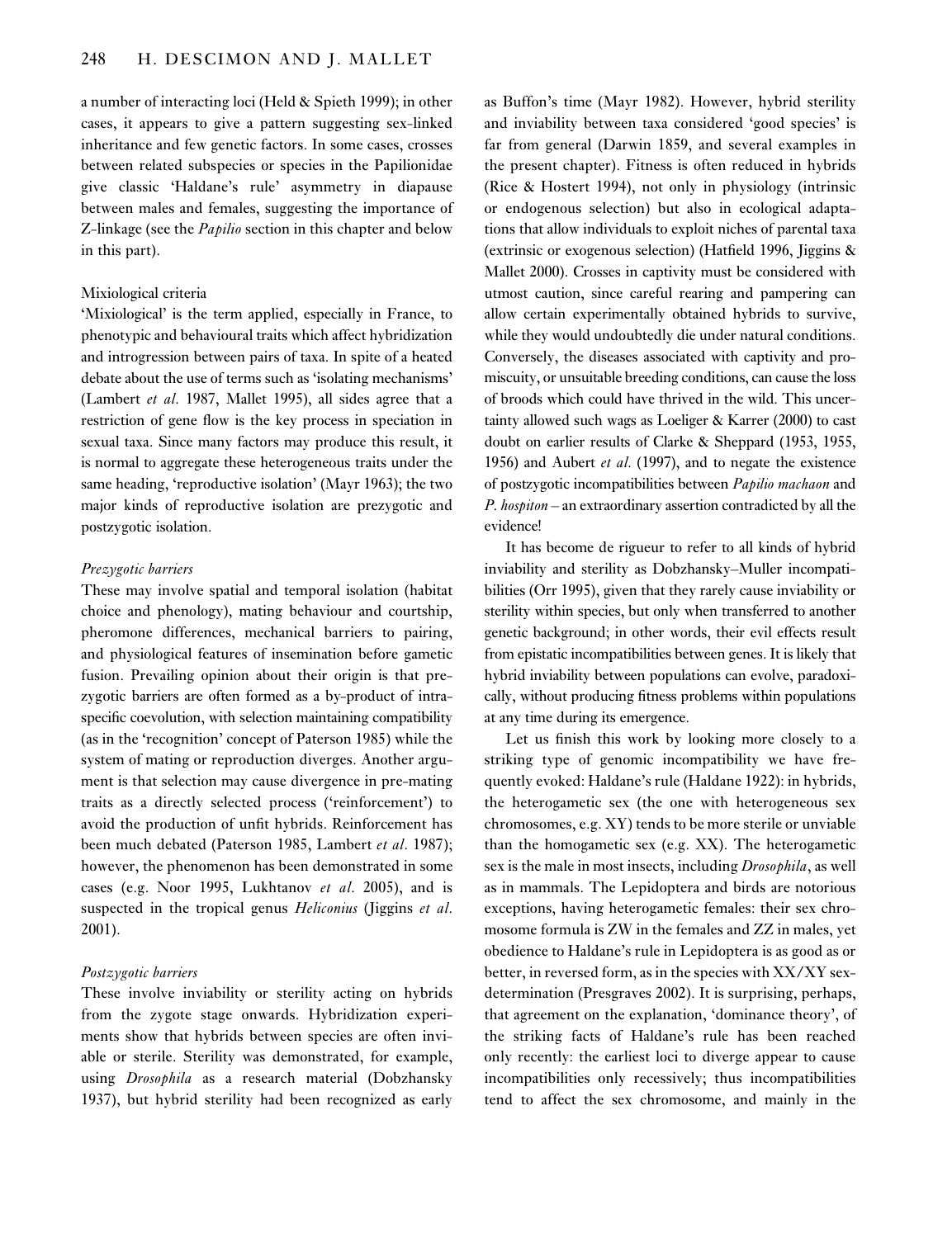a number of interacting loci (Held & Spieth 1999); in other cases, it appears to give a pattern suggesting sex-linked inheritance and few genetic factors. In some cases, crosses between related subspecies or species in the Papilionidae give classic 'Haldane's rule' asymmetry in diapause between males and females, suggesting the importance of Z-linkage (see the *Papilio* section in this chapter and below in this part).

Mixiological criteria

'Mixiological' is the term applied, especially in France, to phenotypic and behavioural traits which affect hybridization and introgression between pairs of taxa. In spite of a heated debate about the use of terms such as 'isolating mechanisms' (Lambert *et al*. 1987, Mallet 1995), all sides agree that a restriction of gene flow is the key process in speciation in sexual taxa. Since many factors may produce this result, it is normal to aggregate these heterogeneous traits under the same heading, 'reproductive isolation' (Mayr 1963); the two major kinds of reproductive isolation are prezygotic and postzygotic isolation.

*Prezygotic barriers*

These may involve spatial and temporal isolation (habitat choice and phenology), mating behaviour and courtship, pheromone differences, mechanical barriers to pairing, and physiological features of insemination before gametic fusion. Prevailing opinion about their origin is that prezygotic barriers are often formed as a by-product of intraspecific coevolution, with selection maintaining compatibility (as in the 'recognition' concept of Paterson 1985) while the system of mating or reproduction diverges. Another argument is that selection may cause divergence in pre-mating traits as a directly selected process ('reinforcement') to avoid the production of unfit hybrids. Reinforcement has been much debated (Paterson 1985, Lambert *et al*. 1987); however, the phenomenon has been demonstrated in some cases (e.g. Noor 1995, Lukhtanov *et al*. 2005), and is suspected in the tropical genus *Heliconius* (Jiggins *et al*. 2001).

*Postzygotic barriers*

These involve inviability or sterility acting on hybrids from the zygote stage onwards. Hybridization experiments show that hybrids between species are often inviable or sterile. Sterility was demonstrated, for example, using *Drosophila* as a research material (Dobzhansky 1937), but hybrid sterility had been recognized as early as Buffon's time (Mayr 1982). However, hybrid sterility and inviability between taxa considered 'good species' is far from general (Darwin 1859, and several examples in the present chapter). Fitness is often reduced in hybrids (Rice & Hostert 1994), not only in physiology (intrinsic or endogenous selection) but also in ecological adaptations that allow individuals to exploit niches of parental taxa (extrinsic or exogenous selection) (Hatfield 1996, Jiggins & Mallet 2000). Crosses in captivity must be considered with utmost caution, since careful rearing and pampering can allow certain experimentally obtained hybrids to survive, while they would undoubtedly die under natural conditions. Conversely, the diseases associated with captivity and promiscuity, or unsuitable breeding conditions, can cause the loss of broods which could have thrived in the wild. This uncertainty allowed such wags as Loeliger & Karrer (2000) to cast doubt on earlier results of Clarke & Sheppard (1953, 1955, 1956) and Aubert *et al*. (1997), and to negate the existence of postzygotic incompatibilities between *Papilio machaon* and *P. hospiton* – an extraordinary assertion contradicted by all the evidence!

It has become de rigueur to refer to all kinds of hybrid inviability and sterility as Dobzhansky–Muller incompatibilities (Orr 1995), given that they rarely cause inviability or sterility within species, but only when transferred to another genetic background; in other words, their evil effects result from epistatic incompatibilities between genes. It is likely that hybrid inviability between populations can evolve, paradoxically, without producing fitness problems within populations at any time during its emergence.

Let us finish this work by looking more closely to a striking type of genomic incompatibility we have frequently evoked: Haldane's rule (Haldane 1922): in hybrids, the heterogametic sex (the one with heterogeneous sex chromosomes, e.g. XY) tends to be more sterile or unviable than the homogametic sex (e.g. XX). The heterogametic sex is the male in most insects, including *Drosophila*, as well as in mammals. The Lepidoptera and birds are notorious exceptions, having heterogametic females: their sex chromosome formula is ZW in the females and ZZ in males, yet obedience to Haldane's rule in Lepidoptera is as good as or better, in reversed form, as in the species with XX/XY sex-determination (Presgraves 2002). It is surprising, perhaps, that agreement on the explanation, 'dominance theory', of the striking facts of Haldane's rule has been reached only recently: the earliest loci to diverge appear to cause incompatibilities only recessively; thus incompatibilities tend to affect the sex chromosome, and mainly in the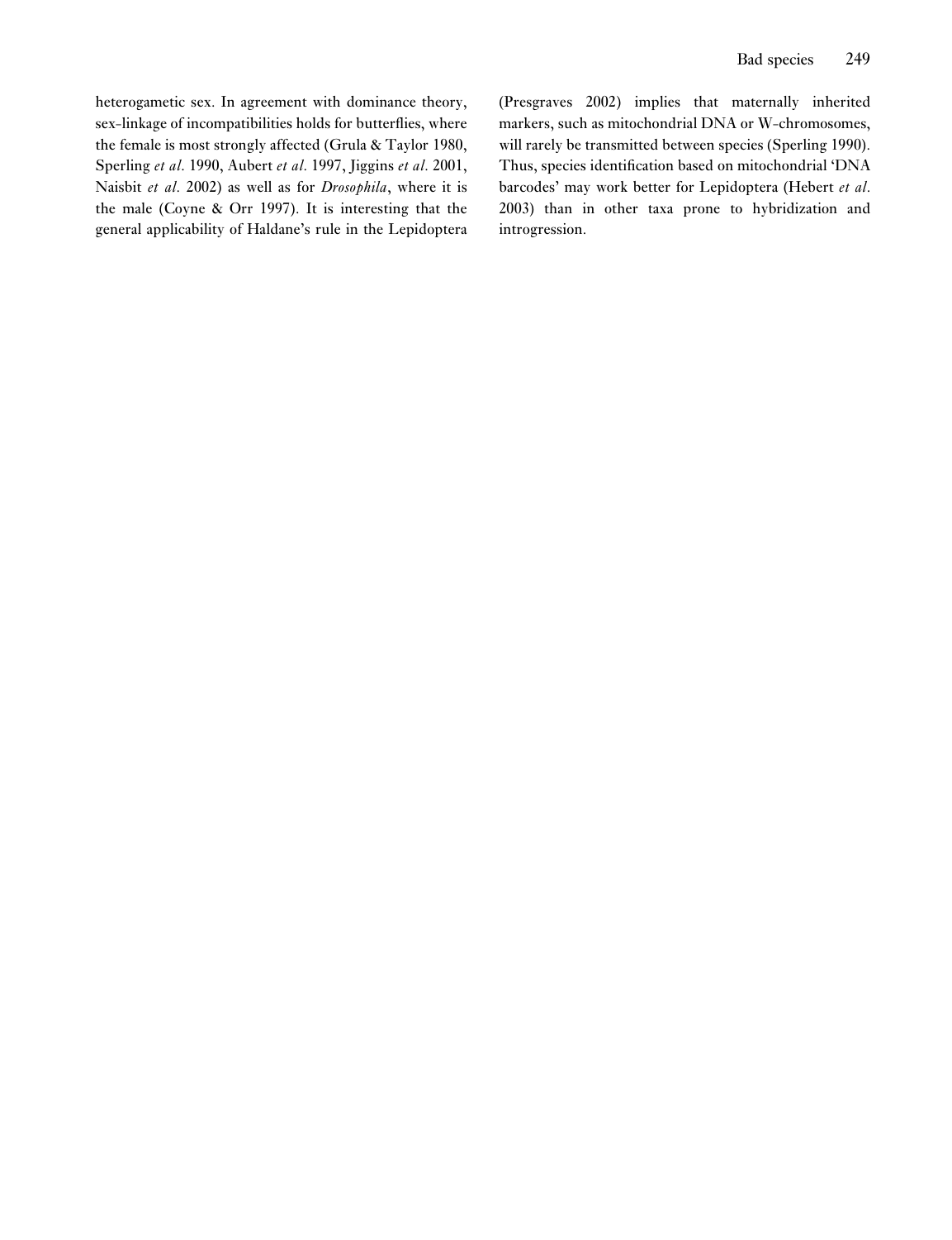heterogametic sex. In agreement with dominance theory, sex-linkage of incompatibilities holds for butterflies, where the female is most strongly affected (Grula & Taylor 1980, Sperling *et al*. 1990, Aubert *et al*. 1997, Jiggins *et al*. 2001, Naisbit *et al*. 2002) as well as for *Drosophila*, where it is the male (Coyne & Orr 1997). It is interesting that the general applicability of Haldane's rule in the Lepidoptera (Presgraves 2002) implies that maternally inherited markers, such as mitochondrial DNA or W-chromosomes, will rarely be transmitted between species (Sperling 1990). Thus, species identification based on mitochondrial 'DNA barcodes' may work better for Lepidoptera (Hebert *et al*. 2003) than in other taxa prone to hybridization and introgression.